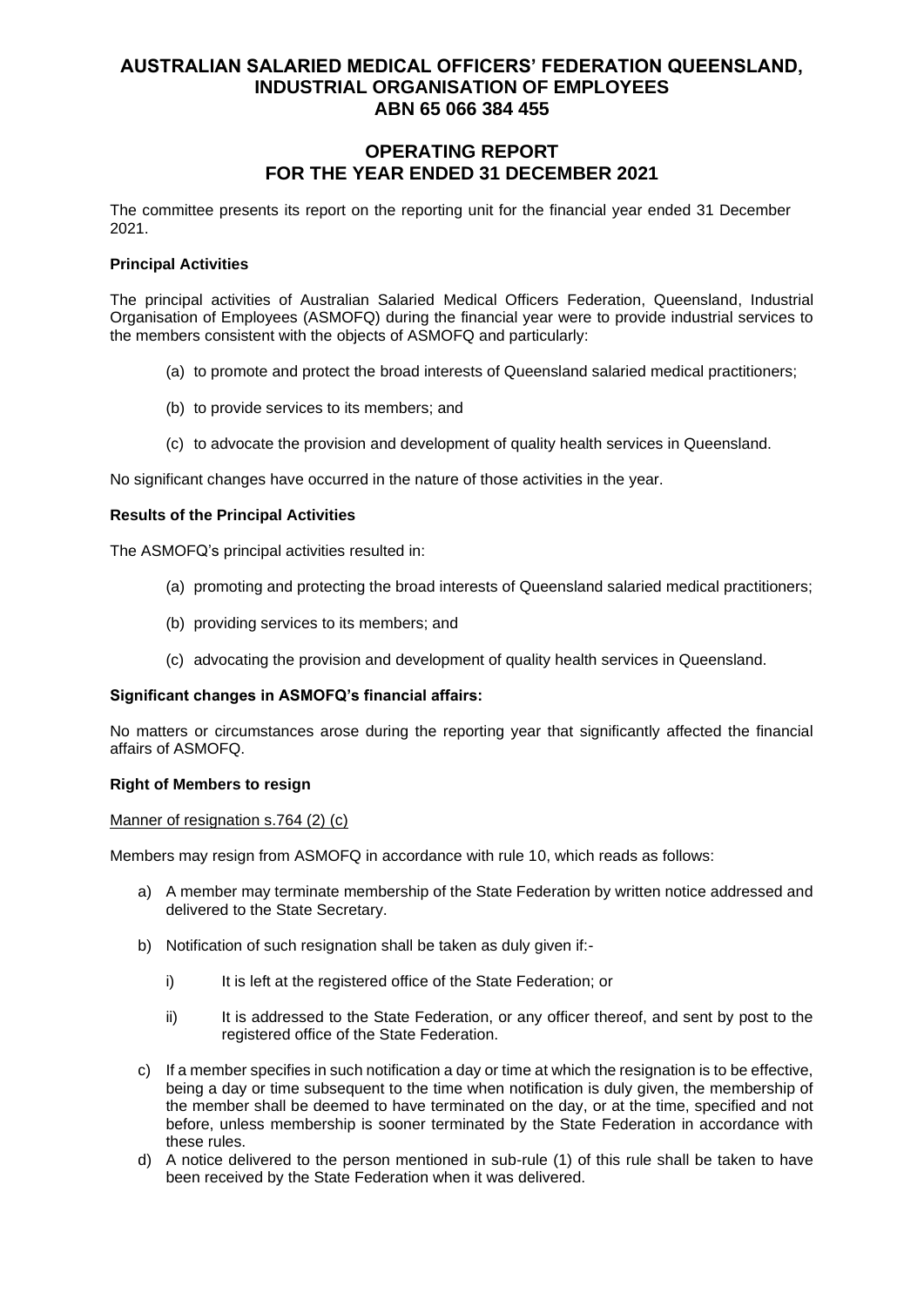# AUSTRALIAN SALARIED MEDICAL OFFICERS' FEDERATION QUEENSLAND, INDUSTRIAL ORGANISATION OF EMPLOYEES
# ABN 65 066 384 455

## OPERATING REPORT
## FOR THE YEAR ENDED 31 DECEMBER 2021

The committee presents its report on the reporting unit for the financial year ended 31 December 2021.

**Principal Activities**

The principal activities of Australian Salaried Medical Officers Federation, Queensland, Industrial Organisation of Employees (ASMOFQ) during the financial year were to provide industrial services to the members consistent with the objects of ASMOFQ and particularly:

(a) to promote and protect the broad interests of Queensland salaried medical practitioners;

(b) to provide services to its members; and

(c) to advocate the provision and development of quality health services in Queensland.

No significant changes have occurred in the nature of those activities in the year.

**Results of the Principal Activities**

The ASMOFQ's principal activities resulted in:

(a) promoting and protecting the broad interests of Queensland salaried medical practitioners;

(b) providing services to its members; and

(c) advocating the provision and development of quality health services in Queensland.

**Significant changes in ASMOFQ's financial affairs:**

No matters or circumstances arose during the reporting year that significantly affected the financial affairs of ASMOFQ.

**Right of Members to resign**

Manner of resignation s.764 (2) (c)

Members may resign from ASMOFQ in accordance with rule 10, which reads as follows:

a) A member may terminate membership of the State Federation by written notice addressed and delivered to the State Secretary.

b) Notification of such resignation shall be taken as duly given if:-

   i) It is left at the registered office of the State Federation; or

   ii) It is addressed to the State Federation, or any officer thereof, and sent by post to the registered office of the State Federation.

c) If a member specifies in such notification a day or time at which the resignation is to be effective, being a day or time subsequent to the time when notification is duly given, the membership of the member shall be deemed to have terminated on the day, or at the time, specified and not before, unless membership is sooner terminated by the State Federation in accordance with these rules.

d) A notice delivered to the person mentioned in sub-rule (1) of this rule shall be taken to have been received by the State Federation when it was delivered.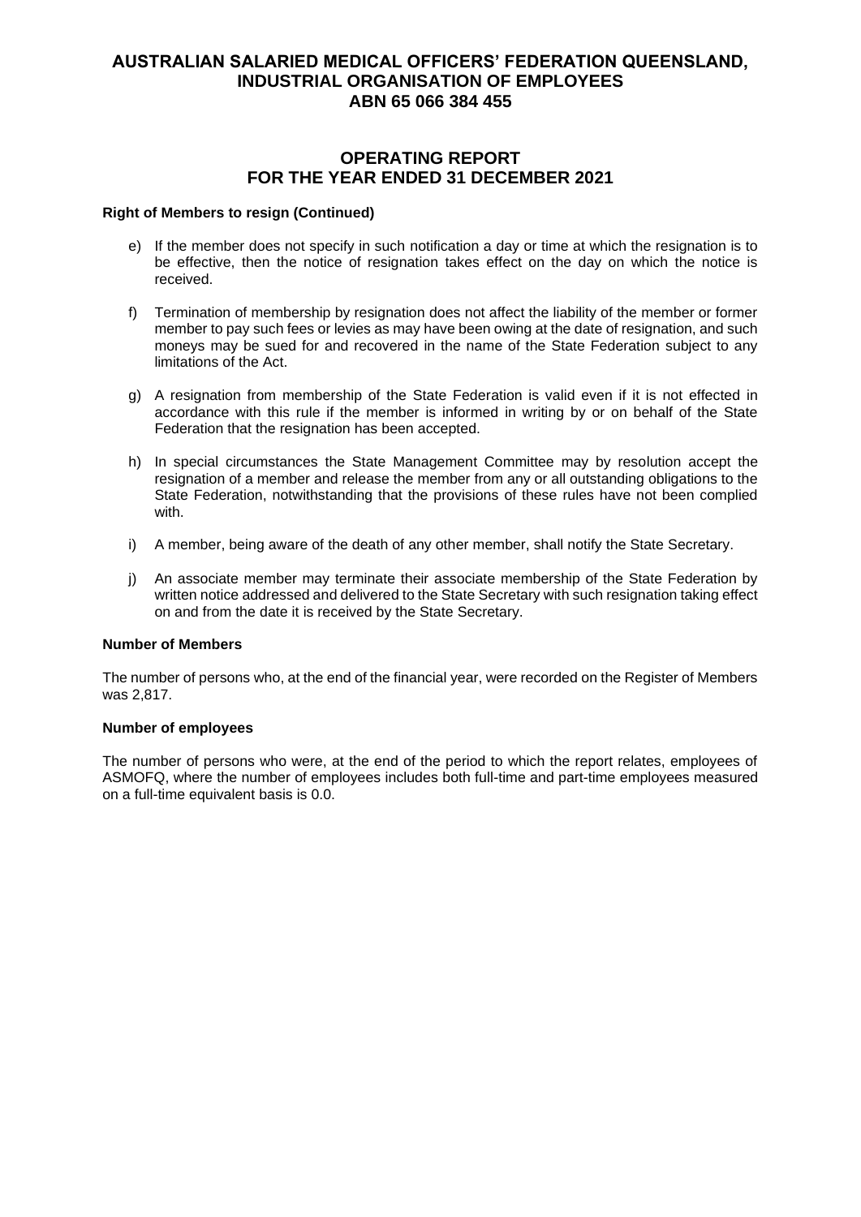# AUSTRALIAN SALARIED MEDICAL OFFICERS' FEDERATION QUEENSLAND, INDUSTRIAL ORGANISATION OF EMPLOYEES
# ABN 65 066 384 455

## OPERATING REPORT FOR THE YEAR ENDED 31 DECEMBER 2021

**Right of Members to resign (Continued)**

e) If the member does not specify in such notification a day or time at which the resignation is to be effective, then the notice of resignation takes effect on the day on which the notice is received.

f) Termination of membership by resignation does not affect the liability of the member or former member to pay such fees or levies as may have been owing at the date of resignation, and such moneys may be sued for and recovered in the name of the State Federation subject to any limitations of the Act.

g) A resignation from membership of the State Federation is valid even if it is not effected in accordance with this rule if the member is informed in writing by or on behalf of the State Federation that the resignation has been accepted.

h) In special circumstances the State Management Committee may by resolution accept the resignation of a member and release the member from any or all outstanding obligations to the State Federation, notwithstanding that the provisions of these rules have not been complied with.

i) A member, being aware of the death of any other member, shall notify the State Secretary.

j) An associate member may terminate their associate membership of the State Federation by written notice addressed and delivered to the State Secretary with such resignation taking effect on and from the date it is received by the State Secretary.

**Number of Members**

The number of persons who, at the end of the financial year, were recorded on the Register of Members was 2,817.

**Number of employees**

The number of persons who were, at the end of the period to which the report relates, employees of ASMOFQ, where the number of employees includes both full-time and part-time employees measured on a full-time equivalent basis is 0.0.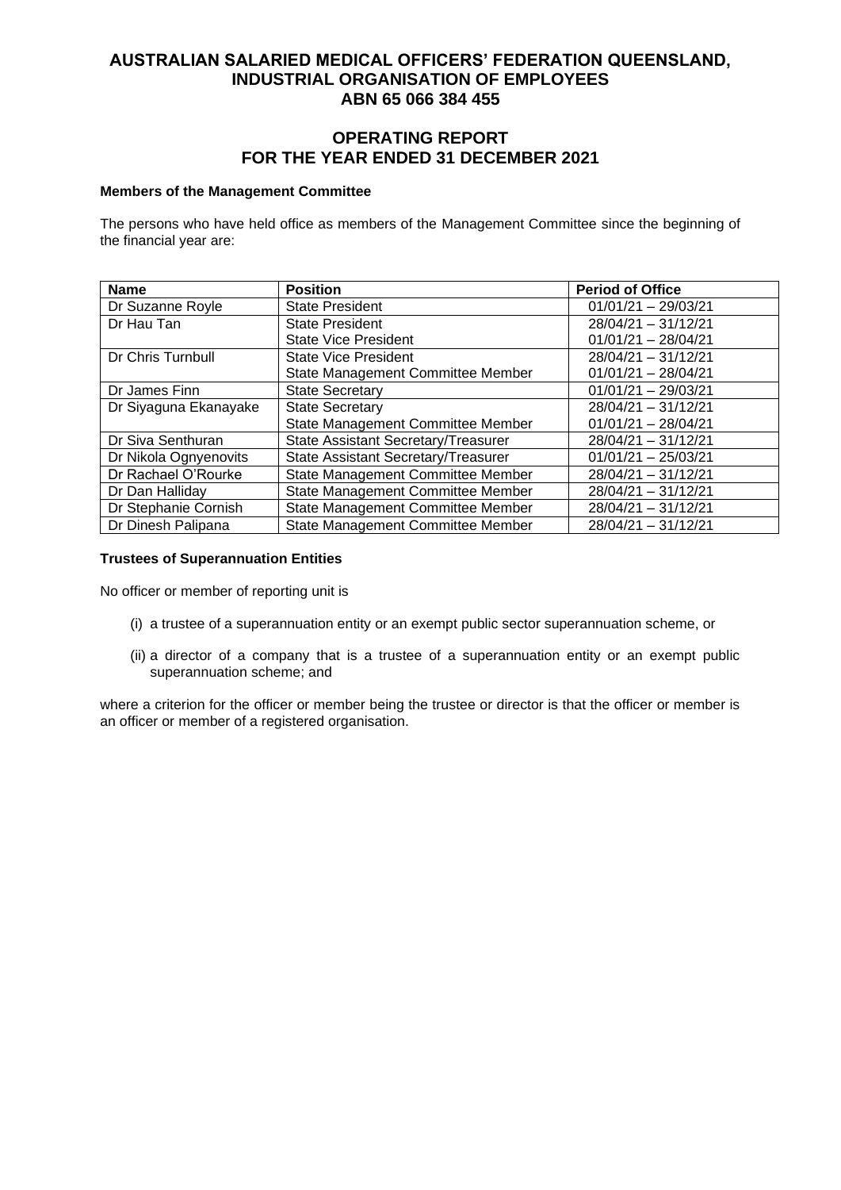# AUSTRALIAN SALARIED MEDICAL OFFICERS' FEDERATION QUEENSLAND, INDUSTRIAL ORGANISATION OF EMPLOYEES
## ABN 65 066 384 455

## OPERATING REPORT
## FOR THE YEAR ENDED 31 DECEMBER 2021

**Members of the Management Committee**

The persons who have held office as members of the Management Committee since the beginning of the financial year are:

| Name | Position | Period of Office |
|---|---|---|
| Dr Suzanne Royle | State President | 01/01/21 – 29/03/21 |
| Dr Hau Tan | State President | 28/04/21 – 31/12/21 |
| | State Vice President | 01/01/21 – 28/04/21 |
| Dr Chris Turnbull | State Vice President | 28/04/21 – 31/12/21 |
| | State Management Committee Member | 01/01/21 – 28/04/21 |
| Dr James Finn | State Secretary | 01/01/21 – 29/03/21 |
| Dr Siyaguna Ekanayake | State Secretary | 28/04/21 – 31/12/21 |
| | State Management Committee Member | 01/01/21 – 28/04/21 |
| Dr Siva Senthuran | State Assistant Secretary/Treasurer | 28/04/21 – 31/12/21 |
| Dr Nikola Ognyenovits | State Assistant Secretary/Treasurer | 01/01/21 – 25/03/21 |
| Dr Rachael O'Rourke | State Management Committee Member | 28/04/21 – 31/12/21 |
| Dr Dan Halliday | State Management Committee Member | 28/04/21 – 31/12/21 |
| Dr Stephanie Cornish | State Management Committee Member | 28/04/21 – 31/12/21 |
| Dr Dinesh Palipana | State Management Committee Member | 28/04/21 – 31/12/21 |

**Trustees of Superannuation Entities**

No officer or member of reporting unit is

(i) a trustee of a superannuation entity or an exempt public sector superannuation scheme, or

(ii) a director of a company that is a trustee of a superannuation entity or an exempt public superannuation scheme; and

where a criterion for the officer or member being the trustee or director is that the officer or member is an officer or member of a registered organisation.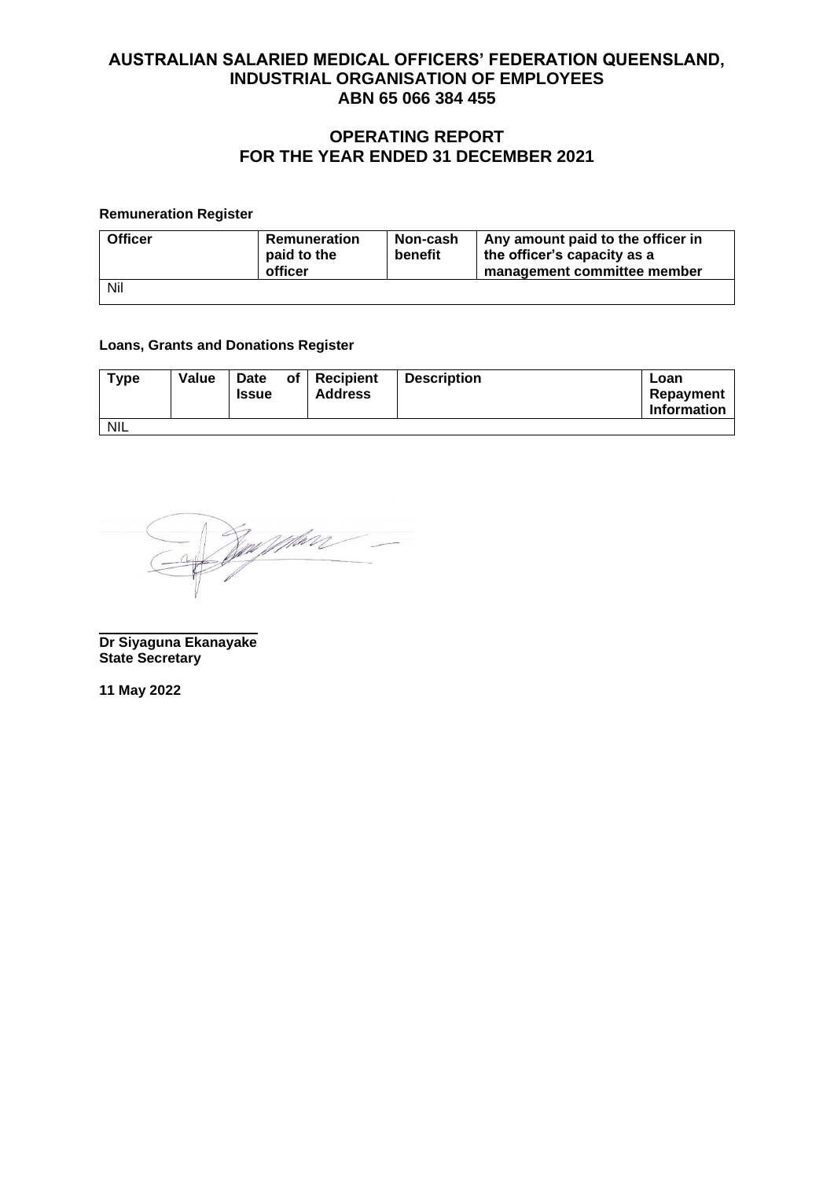# AUSTRALIAN SALARIED MEDICAL OFFICERS' FEDERATION QUEENSLAND, INDUSTRIAL ORGANISATION OF EMPLOYEES
## ABN 65 066 384 455

## OPERATING REPORT
## FOR THE YEAR ENDED 31 DECEMBER 2021

**Remuneration Register**

| Officer | Remuneration paid to the officer | Non-cash benefit | Any amount paid to the officer in the officer's capacity as a management committee member |
|---|---|---|---|
| Nil | | | |

**Loans, Grants and Donations Register**

| Type | Value | Date of Issue | Recipient Address | Description | Loan Repayment Information |
|---|---|---|---|---|---|
| NIL | | | | | |

**Dr Siyaguna Ekanayake**
**State Secretary**

**11 May 2022**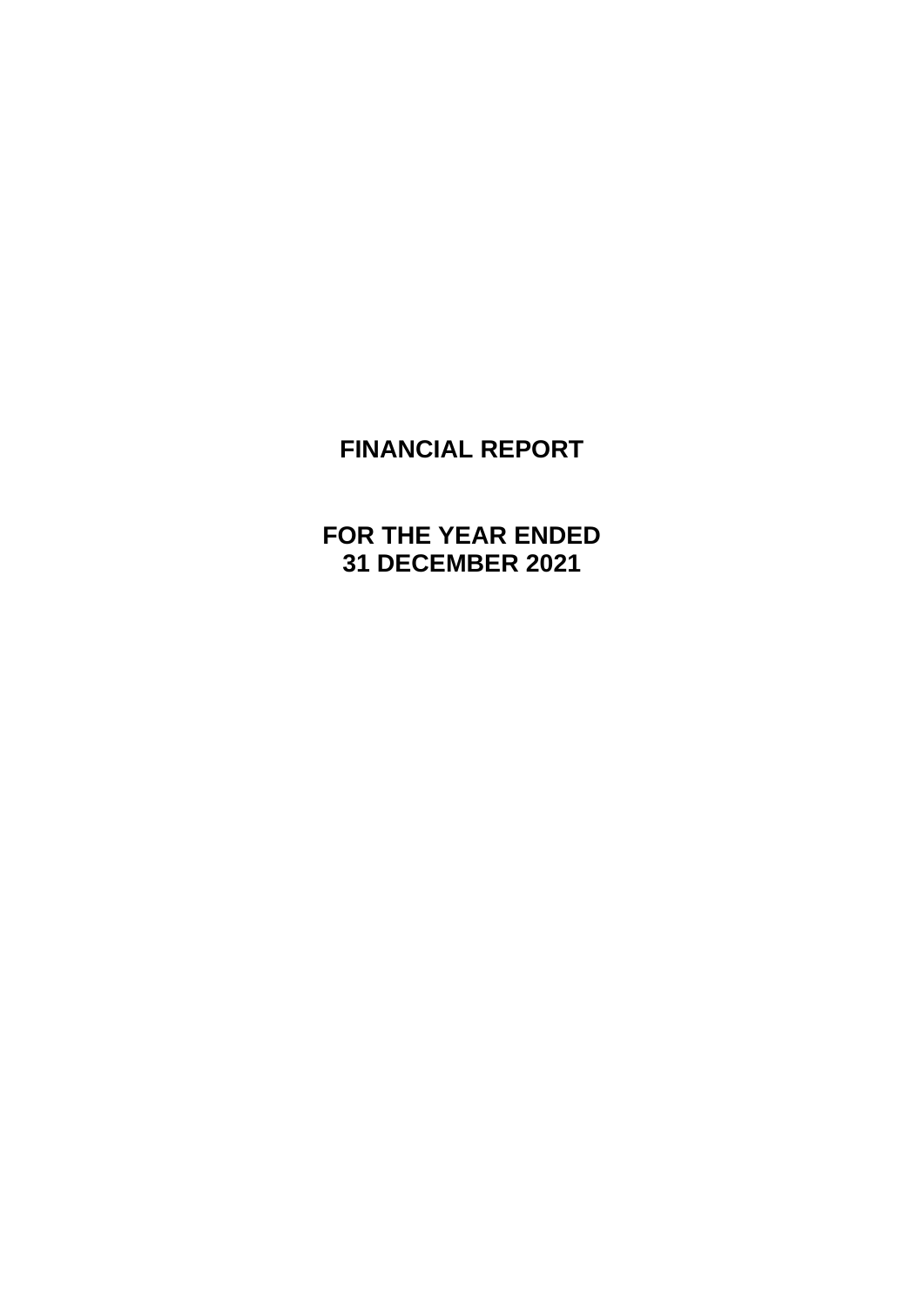# FINANCIAL REPORT

# FOR THE YEAR ENDED 31 DECEMBER 2021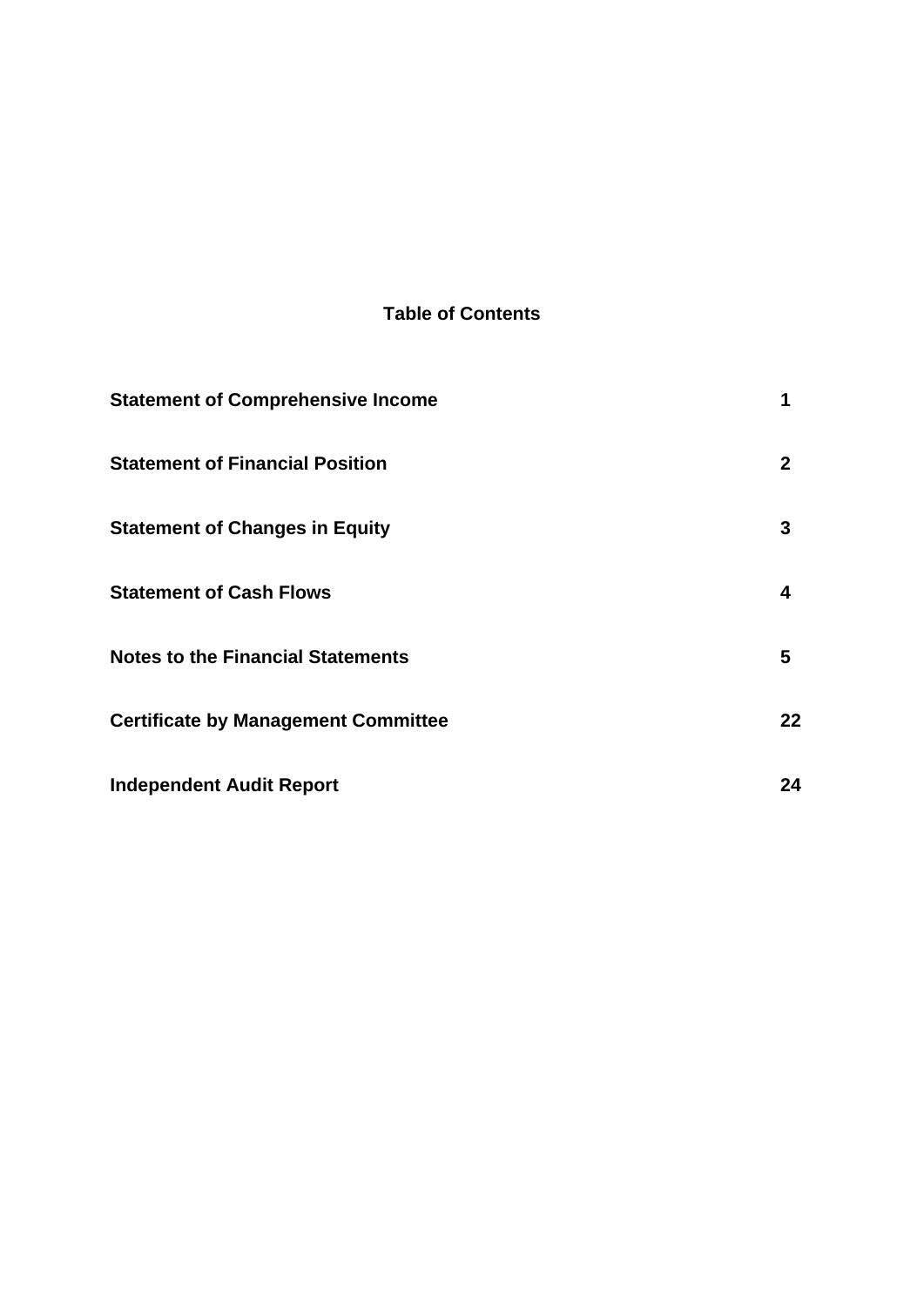# Table of Contents

| | |
|---|---|
| **Statement of Comprehensive Income** | **1** |
| **Statement of Financial Position** | **2** |
| **Statement of Changes in Equity** | **3** |
| **Statement of Cash Flows** | **4** |
| **Notes to the Financial Statements** | **5** |
| **Certificate by Management Committee** | **22** |
| **Independent Audit Report** | **24** |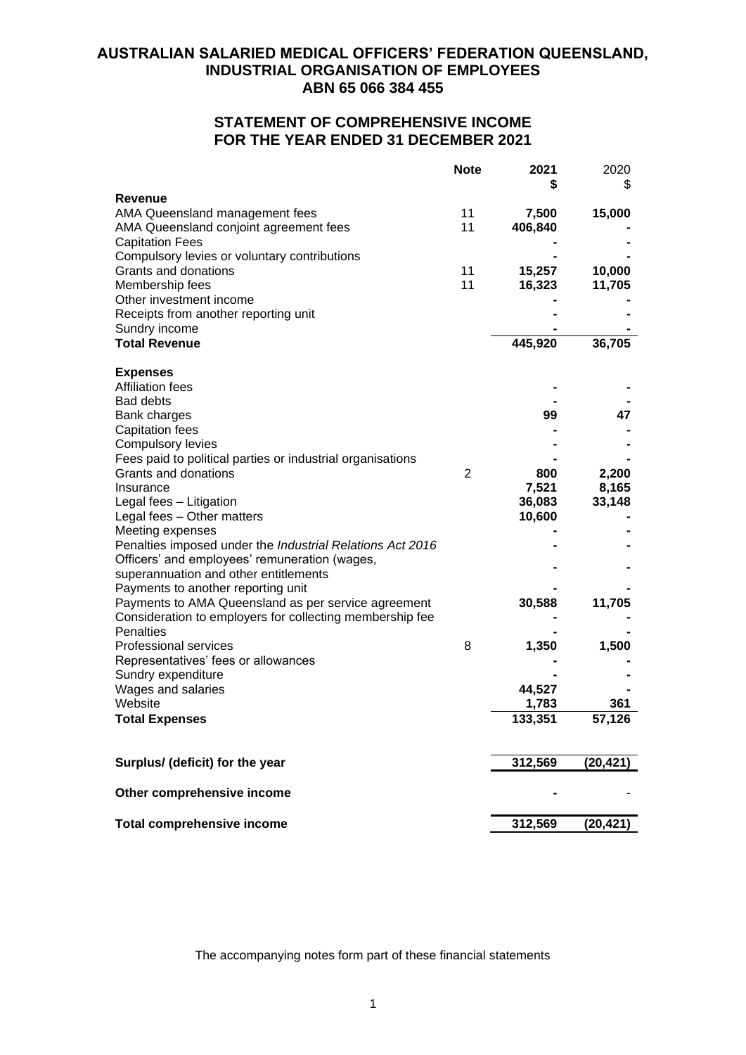# AUSTRALIAN SALARIED MEDICAL OFFICERS' FEDERATION QUEENSLAND, INDUSTRIAL ORGANISATION OF EMPLOYEES
## ABN 65 066 384 455

## STATEMENT OF COMPREHENSIVE INCOME FOR THE YEAR ENDED 31 DECEMBER 2021

| | Note | 2021 $ | 2020 $ |
|---|---|---|---|
| **Revenue** | | | |
| AMA Queensland management fees | 11 | **7,500** | **15,000** |
| AMA Queensland conjoint agreement fees | 11 | **406,840** | **-** |
| Capitation Fees | | **-** | **-** |
| Compulsory levies or voluntary contributions | | **-** | **-** |
| Grants and donations | 11 | **15,257** | **10,000** |
| Membership fees | 11 | **16,323** | **11,705** |
| Other investment income | | **-** | **-** |
| Receipts from another reporting unit | | **-** | **-** |
| Sundry income | | **-** | **-** |
| **Total Revenue** | | **445,920** | **36,705** |
| | | | |
| **Expenses** | | | |
| Affiliation fees | | **-** | **-** |
| Bad debts | | **-** | **-** |
| Bank charges | | **99** | **47** |
| Capitation fees | | **-** | **-** |
| Compulsory levies | | **-** | **-** |
| Fees paid to political parties or industrial organisations | | **-** | **-** |
| Grants and donations | 2 | **800** | **2,200** |
| Insurance | | **7,521** | **8,165** |
| Legal fees – Litigation | | **36,083** | **33,148** |
| Legal fees – Other matters | | **10,600** | **-** |
| Meeting expenses | | **-** | **-** |
| Penalties imposed under the *Industrial Relations Act 2016* | | **-** | **-** |
| Officers' and employees' remuneration (wages, superannuation and other entitlements | | **-** | **-** |
| Payments to another reporting unit | | **-** | **-** |
| Payments to AMA Queensland as per service agreement | | **30,588** | **11,705** |
| Consideration to employers for collecting membership fee | | **-** | **-** |
| Penalties | | **-** | **-** |
| Professional services | 8 | **1,350** | **1,500** |
| Representatives' fees or allowances | | **-** | **-** |
| Sundry expenditure | | **-** | **-** |
| Wages and salaries | | **44,527** | **-** |
| Website | | **1,783** | **361** |
| **Total Expenses** | | **133,351** | **57,126** |
| | | | |
| **Surplus/ (deficit) for the year** | | **312,569** | **(20,421)** |
| | | | |
| **Other comprehensive income** | | **-** | - |
| | | | |
| **Total comprehensive income** | | **312,569** | **(20,421)** |

The accompanying notes form part of these financial statements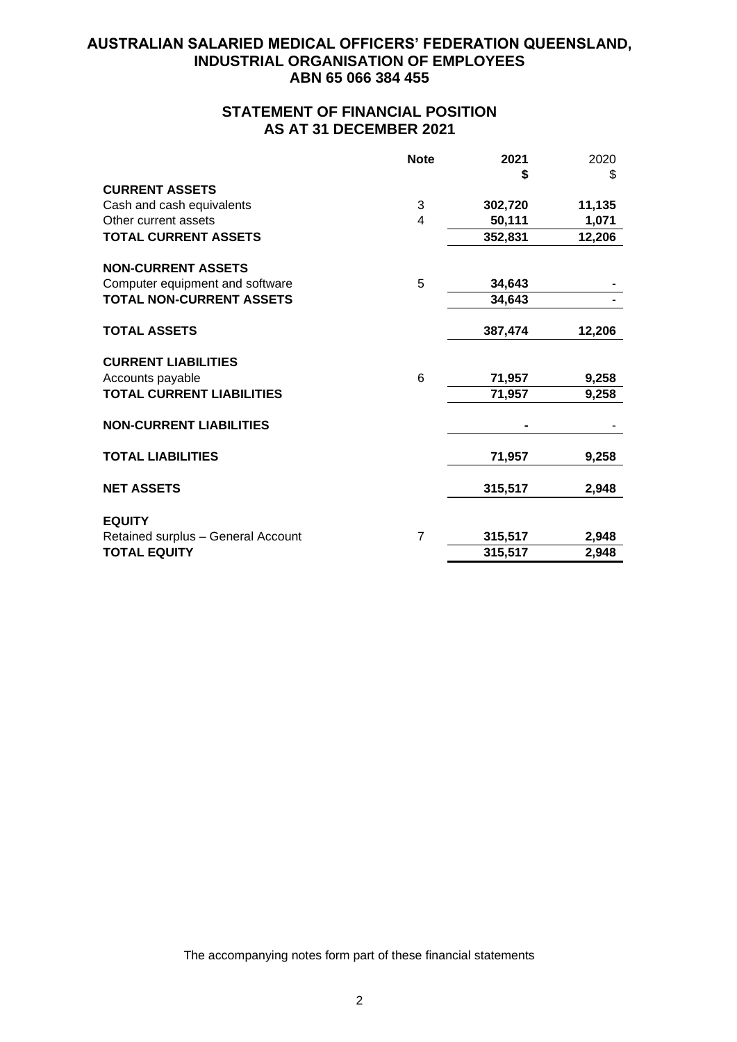# AUSTRALIAN SALARIED MEDICAL OFFICERS' FEDERATION QUEENSLAND, INDUSTRIAL ORGANISATION OF EMPLOYEES

**ABN 65 066 384 455**

## STATEMENT OF FINANCIAL POSITION AS AT 31 DECEMBER 2021

| | Note | 2021 $ | 2020 $ |
|---|---|---|---|
| **CURRENT ASSETS** | | | |
| Cash and cash equivalents | 3 | **302,720** | **11,135** |
| Other current assets | 4 | **50,111** | **1,071** |
| **TOTAL CURRENT ASSETS** | | **352,831** | **12,206** |
| | | | |
| **NON-CURRENT ASSETS** | | | |
| Computer equipment and software | 5 | **34,643** | - |
| **TOTAL NON-CURRENT ASSETS** | | **34,643** | - |
| | | | |
| **TOTAL ASSETS** | | **387,474** | **12,206** |
| | | | |
| **CURRENT LIABILITIES** | | | |
| Accounts payable | 6 | **71,957** | **9,258** |
| **TOTAL CURRENT LIABILITIES** | | **71,957** | **9,258** |
| | | | |
| **NON-CURRENT LIABILITIES** | | **-** | - |
| | | | |
| **TOTAL LIABILITIES** | | **71,957** | **9,258** |
| | | | |
| **NET ASSETS** | | **315,517** | **2,948** |
| | | | |
| **EQUITY** | | | |
| Retained surplus – General Account | 7 | **315,517** | **2,948** |
| **TOTAL EQUITY** | | **315,517** | **2,948** |

The accompanying notes form part of these financial statements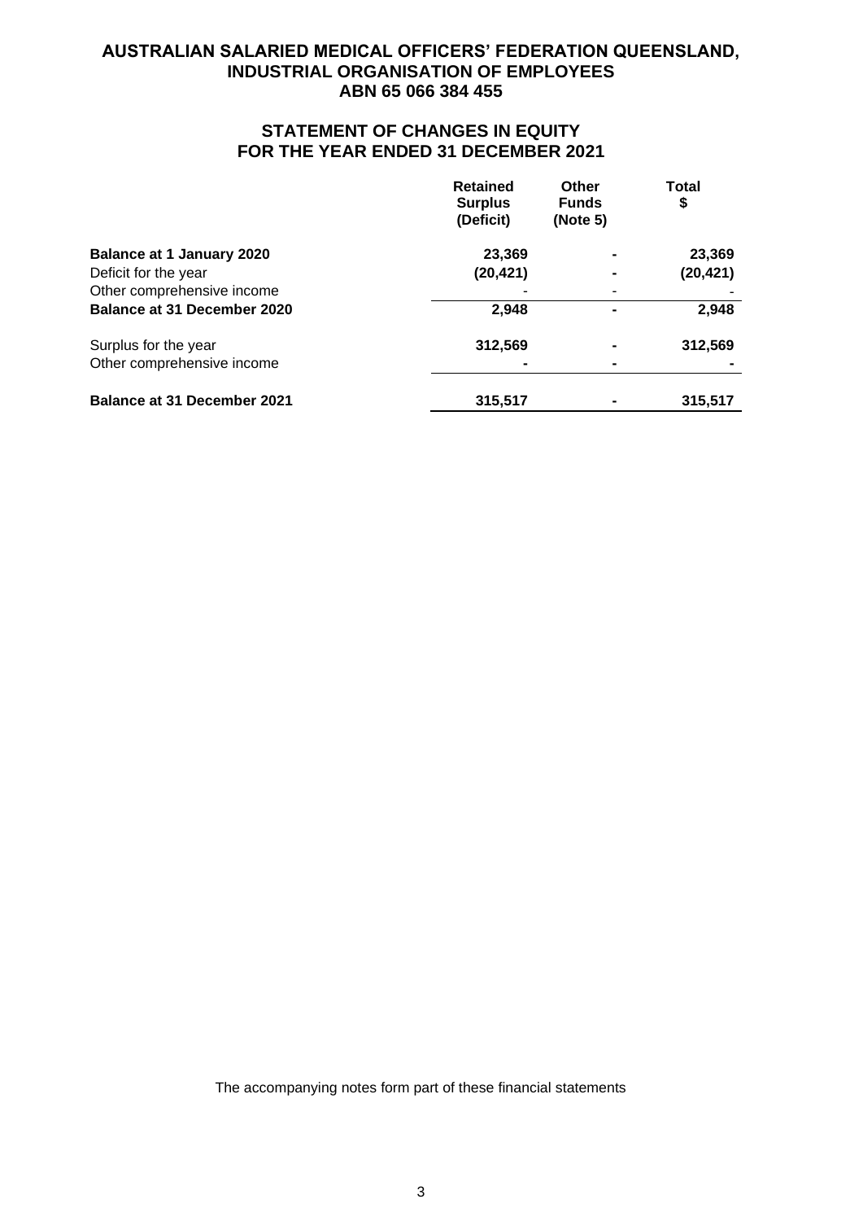**AUSTRALIAN SALARIED MEDICAL OFFICERS' FEDERATION QUEENSLAND, INDUSTRIAL ORGANISATION OF EMPLOYEES**
**ABN 65 066 384 455**

## STATEMENT OF CHANGES IN EQUITY FOR THE YEAR ENDED 31 DECEMBER 2021

| | Retained Surplus (Deficit) | Other Funds (Note 5) | Total $ |
|---|---|---|---|
| **Balance at 1 January 2020** | **23,369** | **-** | **23,369** |
| Deficit for the year | **(20,421)** | **-** | **(20,421)** |
| Other comprehensive income | - | - | - |
| **Balance at 31 December 2020** | **2,948** | **-** | **2,948** |
| Surplus for the year | **312,569** | **-** | **312,569** |
| Other comprehensive income | **-** | **-** | **-** |
| **Balance at 31 December 2021** | **315,517** | **-** | **315,517** |

The accompanying notes form part of these financial statements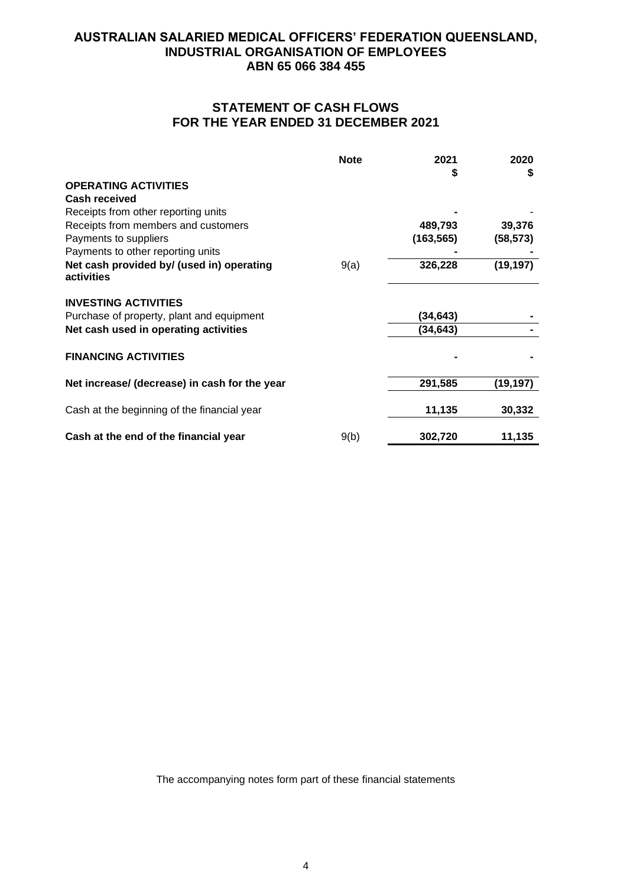# AUSTRALIAN SALARIED MEDICAL OFFICERS' FEDERATION QUEENSLAND, INDUSTRIAL ORGANISATION OF EMPLOYEES
## ABN 65 066 384 455

## STATEMENT OF CASH FLOWS
## FOR THE YEAR ENDED 31 DECEMBER 2021

| | Note | 2021<br>$ | 2020<br>$ |
|---|---|---|---|
| **OPERATING ACTIVITIES** | | | |
| **Cash received** | | | |
| Receipts from other reporting units | | - | - |
| Receipts from members and customers | | 489,793 | 39,376 |
| Payments to suppliers | | (163,565) | (58,573) |
| Payments to other reporting units | | - | - |
| **Net cash provided by/ (used in) operating activities** | 9(a) | **326,228** | **(19,197)** |
| **INVESTING ACTIVITIES** | | | |
| Purchase of property, plant and equipment | | (34,643) | - |
| **Net cash used in operating activities** | | **(34,643)** | **-** |
| **FINANCING ACTIVITIES** | | **-** | **-** |
| **Net increase/ (decrease) in cash for the year** | | **291,585** | **(19,197)** |
| Cash at the beginning of the financial year | | 11,135 | 30,332 |
| **Cash at the end of the financial year** | 9(b) | **302,720** | **11,135** |

The accompanying notes form part of these financial statements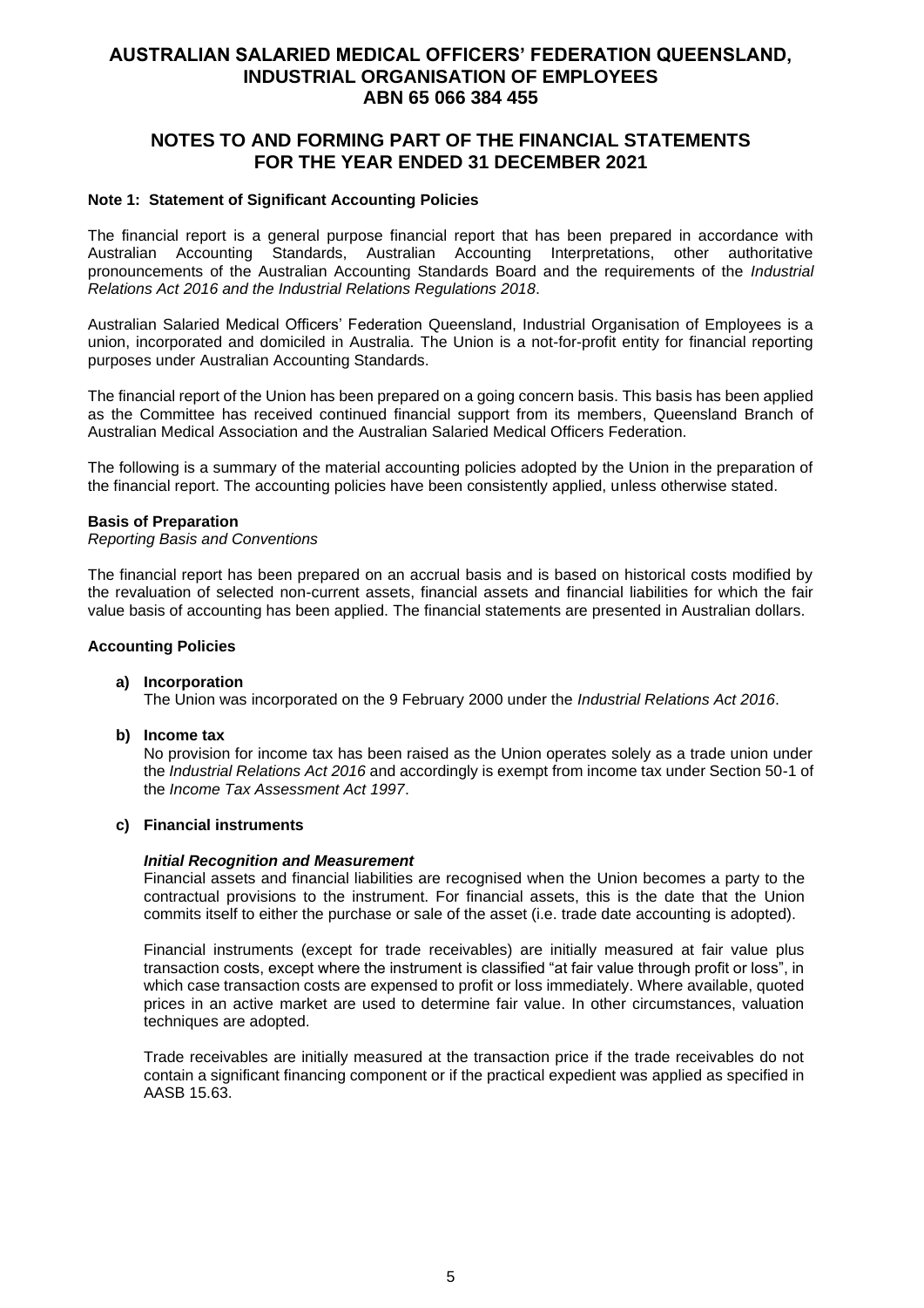# AUSTRALIAN SALARIED MEDICAL OFFICERS' FEDERATION QUEENSLAND, INDUSTRIAL ORGANISATION OF EMPLOYEES ABN 65 066 384 455

## NOTES TO AND FORMING PART OF THE FINANCIAL STATEMENTS FOR THE YEAR ENDED 31 DECEMBER 2021

### Note 1: Statement of Significant Accounting Policies

The financial report is a general purpose financial report that has been prepared in accordance with Australian Accounting Standards, Australian Accounting Interpretations, other authoritative pronouncements of the Australian Accounting Standards Board and the requirements of the *Industrial Relations Act 2016 and the Industrial Relations Regulations 2018*.

Australian Salaried Medical Officers' Federation Queensland, Industrial Organisation of Employees is a union, incorporated and domiciled in Australia. The Union is a not-for-profit entity for financial reporting purposes under Australian Accounting Standards.

The financial report of the Union has been prepared on a going concern basis. This basis has been applied as the Committee has received continued financial support from its members, Queensland Branch of Australian Medical Association and the Australian Salaried Medical Officers Federation.

The following is a summary of the material accounting policies adopted by the Union in the preparation of the financial report. The accounting policies have been consistently applied, unless otherwise stated.

**Basis of Preparation**

*Reporting Basis and Conventions*

The financial report has been prepared on an accrual basis and is based on historical costs modified by the revaluation of selected non-current assets, financial assets and financial liabilities for which the fair value basis of accounting has been applied. The financial statements are presented in Australian dollars.

**Accounting Policies**

**a) Incorporation**

The Union was incorporated on the 9 February 2000 under the *Industrial Relations Act 2016*.

**b) Income tax**

No provision for income tax has been raised as the Union operates solely as a trade union under the *Industrial Relations Act 2016* and accordingly is exempt from income tax under Section 50-1 of the *Income Tax Assessment Act 1997*.

**c) Financial instruments**

***Initial Recognition and Measurement***

Financial assets and financial liabilities are recognised when the Union becomes a party to the contractual provisions to the instrument. For financial assets, this is the date that the Union commits itself to either the purchase or sale of the asset (i.e. trade date accounting is adopted).

Financial instruments (except for trade receivables) are initially measured at fair value plus transaction costs, except where the instrument is classified "at fair value through profit or loss", in which case transaction costs are expensed to profit or loss immediately. Where available, quoted prices in an active market are used to determine fair value. In other circumstances, valuation techniques are adopted.

Trade receivables are initially measured at the transaction price if the trade receivables do not contain a significant financing component or if the practical expedient was applied as specified in AASB 15.63.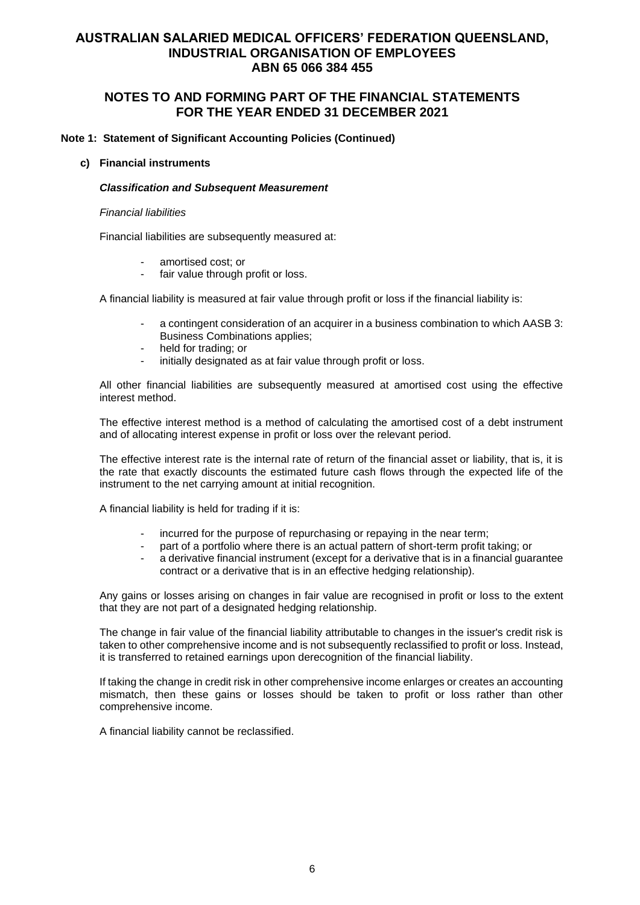# AUSTRALIAN SALARIED MEDICAL OFFICERS' FEDERATION QUEENSLAND, INDUSTRIAL ORGANISATION OF EMPLOYEES
# ABN 65 066 384 455

## NOTES TO AND FORMING PART OF THE FINANCIAL STATEMENTS FOR THE YEAR ENDED 31 DECEMBER 2021

**Note 1: Statement of Significant Accounting Policies (Continued)**

**c) Financial instruments**

***Classification and Subsequent Measurement***

*Financial liabilities*

Financial liabilities are subsequently measured at:

- amortised cost; or
- fair value through profit or loss.

A financial liability is measured at fair value through profit or loss if the financial liability is:

- a contingent consideration of an acquirer in a business combination to which AASB 3: Business Combinations applies;
- held for trading; or
- initially designated as at fair value through profit or loss.

All other financial liabilities are subsequently measured at amortised cost using the effective interest method.

The effective interest method is a method of calculating the amortised cost of a debt instrument and of allocating interest expense in profit or loss over the relevant period.

The effective interest rate is the internal rate of return of the financial asset or liability, that is, it is the rate that exactly discounts the estimated future cash flows through the expected life of the instrument to the net carrying amount at initial recognition.

A financial liability is held for trading if it is:

- incurred for the purpose of repurchasing or repaying in the near term;
- part of a portfolio where there is an actual pattern of short-term profit taking; or
- a derivative financial instrument (except for a derivative that is in a financial guarantee contract or a derivative that is in an effective hedging relationship).

Any gains or losses arising on changes in fair value are recognised in profit or loss to the extent that they are not part of a designated hedging relationship.

The change in fair value of the financial liability attributable to changes in the issuer's credit risk is taken to other comprehensive income and is not subsequently reclassified to profit or loss. Instead, it is transferred to retained earnings upon derecognition of the financial liability.

If taking the change in credit risk in other comprehensive income enlarges or creates an accounting mismatch, then these gains or losses should be taken to profit or loss rather than other comprehensive income.

A financial liability cannot be reclassified.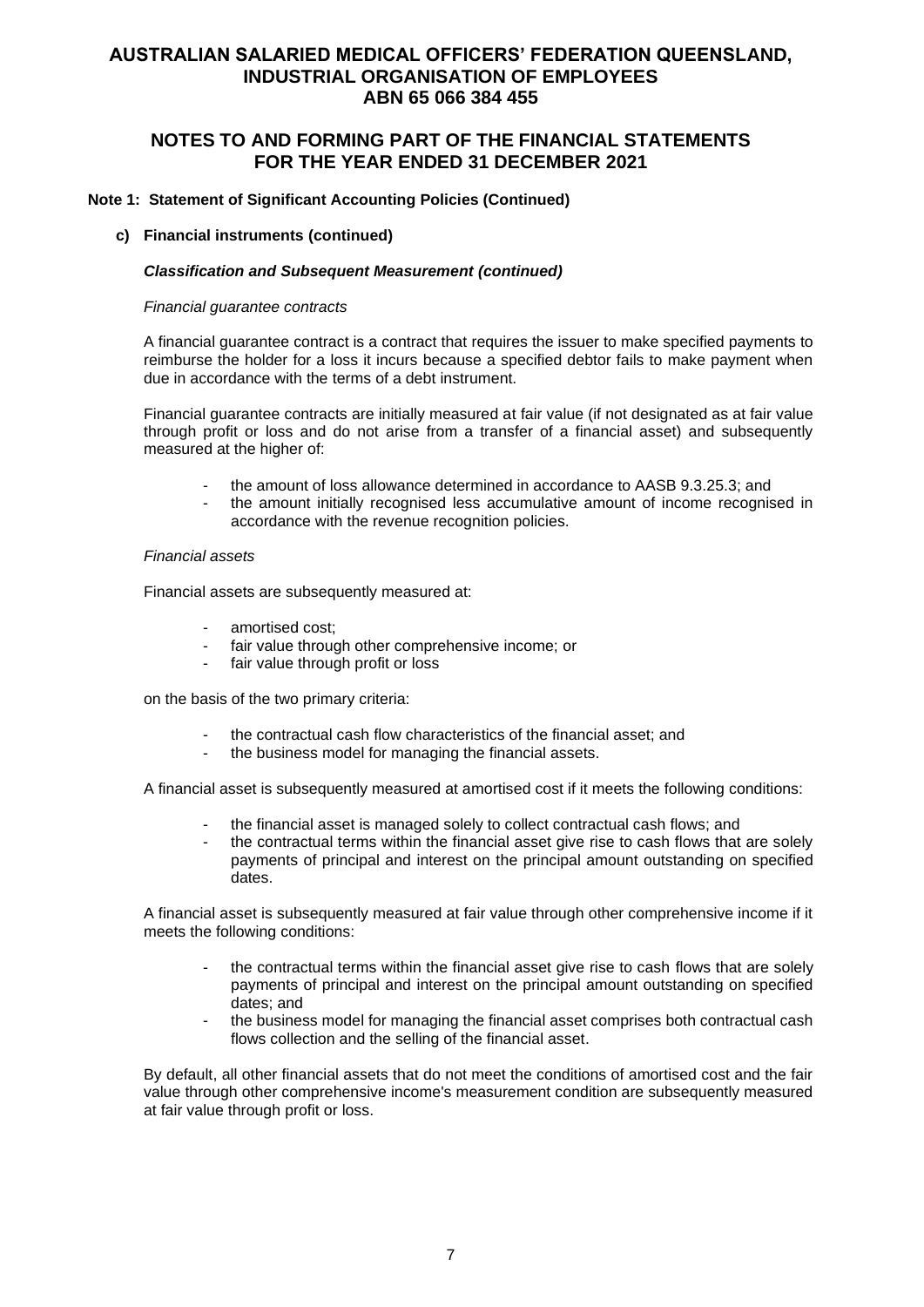# AUSTRALIAN SALARIED MEDICAL OFFICERS' FEDERATION QUEENSLAND, INDUSTRIAL ORGANISATION OF EMPLOYEES
## ABN 65 066 384 455

## NOTES TO AND FORMING PART OF THE FINANCIAL STATEMENTS FOR THE YEAR ENDED 31 DECEMBER 2021

**Note 1: Statement of Significant Accounting Policies (Continued)**

**c) Financial instruments (continued)**

***Classification and Subsequent Measurement (continued)***

*Financial guarantee contracts*

A financial guarantee contract is a contract that requires the issuer to make specified payments to reimburse the holder for a loss it incurs because a specified debtor fails to make payment when due in accordance with the terms of a debt instrument.

Financial guarantee contracts are initially measured at fair value (if not designated as at fair value through profit or loss and do not arise from a transfer of a financial asset) and subsequently measured at the higher of:

- the amount of loss allowance determined in accordance to AASB 9.3.25.3; and
- the amount initially recognised less accumulative amount of income recognised in accordance with the revenue recognition policies.

*Financial assets*

Financial assets are subsequently measured at:

- amortised cost;
- fair value through other comprehensive income; or
- fair value through profit or loss

on the basis of the two primary criteria:

- the contractual cash flow characteristics of the financial asset; and
- the business model for managing the financial assets.

A financial asset is subsequently measured at amortised cost if it meets the following conditions:

- the financial asset is managed solely to collect contractual cash flows; and
- the contractual terms within the financial asset give rise to cash flows that are solely payments of principal and interest on the principal amount outstanding on specified dates.

A financial asset is subsequently measured at fair value through other comprehensive income if it meets the following conditions:

- the contractual terms within the financial asset give rise to cash flows that are solely payments of principal and interest on the principal amount outstanding on specified dates; and
- the business model for managing the financial asset comprises both contractual cash flows collection and the selling of the financial asset.

By default, all other financial assets that do not meet the conditions of amortised cost and the fair value through other comprehensive income's measurement condition are subsequently measured at fair value through profit or loss.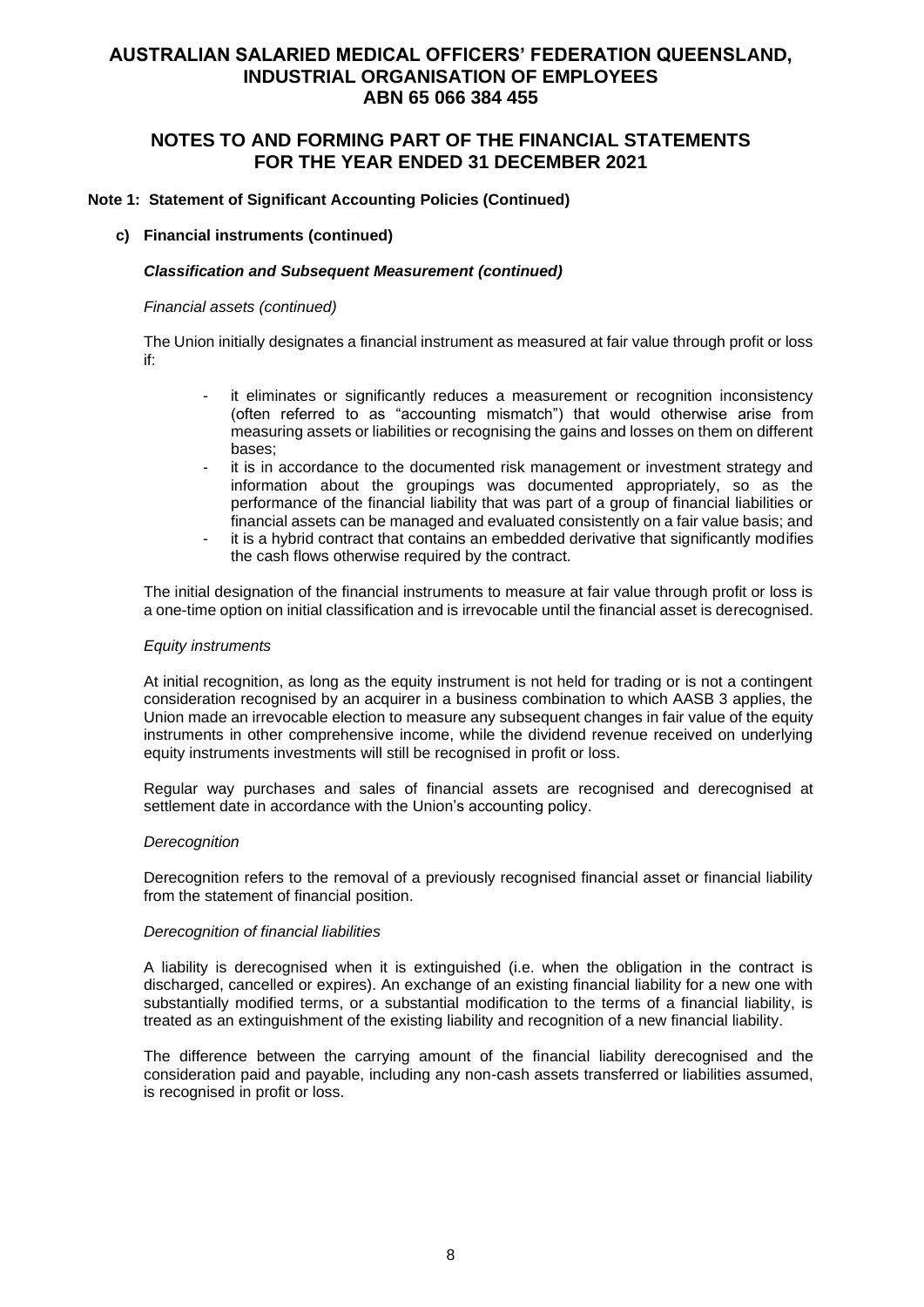**Note 1: Statement of Significant Accounting Policies (Continued)**

**c) Financial instruments (continued)**

***Classification and Subsequent Measurement (continued)***

*Financial assets (continued)*

The Union initially designates a financial instrument as measured at fair value through profit or loss if:

- it eliminates or significantly reduces a measurement or recognition inconsistency (often referred to as "accounting mismatch") that would otherwise arise from measuring assets or liabilities or recognising the gains and losses on them on different bases;
- it is in accordance to the documented risk management or investment strategy and information about the groupings was documented appropriately, so as the performance of the financial liability that was part of a group of financial liabilities or financial assets can be managed and evaluated consistently on a fair value basis; and
- it is a hybrid contract that contains an embedded derivative that significantly modifies the cash flows otherwise required by the contract.

The initial designation of the financial instruments to measure at fair value through profit or loss is a one-time option on initial classification and is irrevocable until the financial asset is derecognised.

*Equity instruments*

At initial recognition, as long as the equity instrument is not held for trading or is not a contingent consideration recognised by an acquirer in a business combination to which AASB 3 applies, the Union made an irrevocable election to measure any subsequent changes in fair value of the equity instruments in other comprehensive income, while the dividend revenue received on underlying equity instruments investments will still be recognised in profit or loss.

Regular way purchases and sales of financial assets are recognised and derecognised at settlement date in accordance with the Union's accounting policy.

*Derecognition*

Derecognition refers to the removal of a previously recognised financial asset or financial liability from the statement of financial position.

*Derecognition of financial liabilities*

A liability is derecognised when it is extinguished (i.e. when the obligation in the contract is discharged, cancelled or expires). An exchange of an existing financial liability for a new one with substantially modified terms, or a substantial modification to the terms of a financial liability, is treated as an extinguishment of the existing liability and recognition of a new financial liability.

The difference between the carrying amount of the financial liability derecognised and the consideration paid and payable, including any non-cash assets transferred or liabilities assumed, is recognised in profit or loss.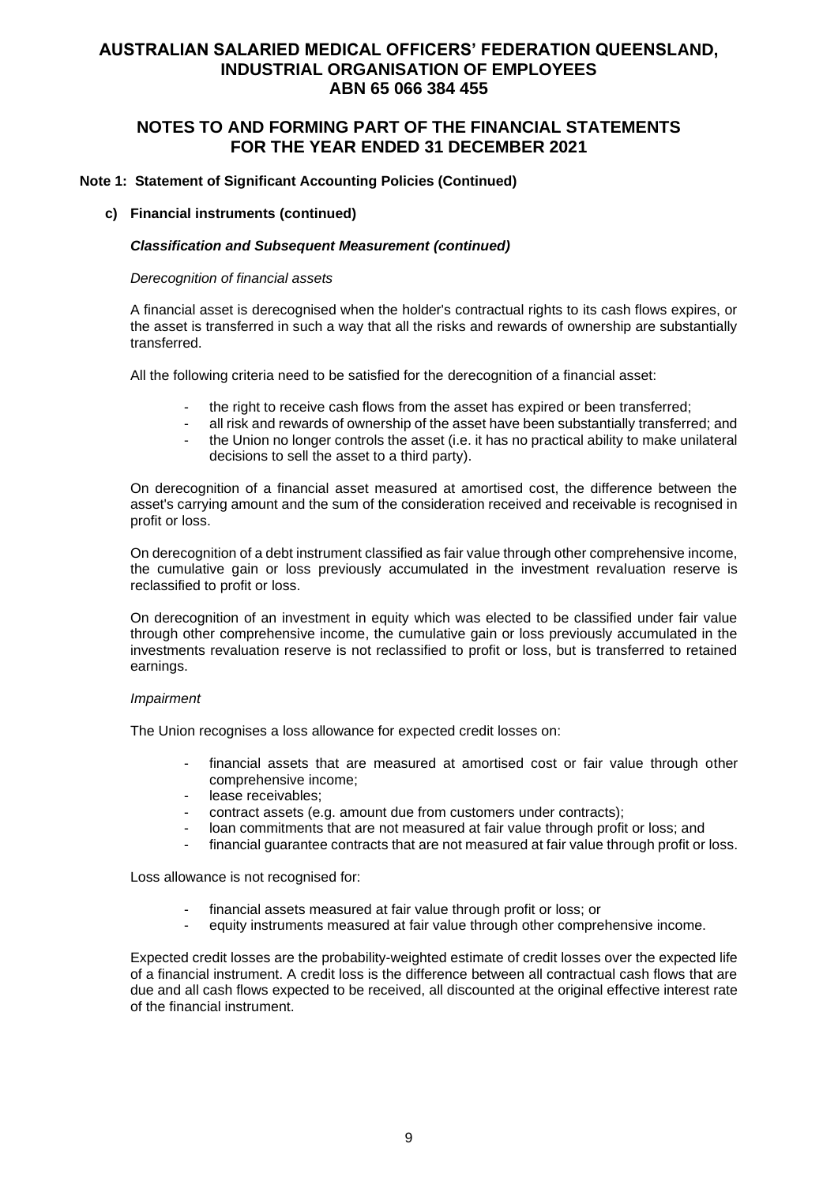# AUSTRALIAN SALARIED MEDICAL OFFICERS' FEDERATION QUEENSLAND, INDUSTRIAL ORGANISATION OF EMPLOYEES
## ABN 65 066 384 455

## NOTES TO AND FORMING PART OF THE FINANCIAL STATEMENTS FOR THE YEAR ENDED 31 DECEMBER 2021

### Note 1: Statement of Significant Accounting Policies (Continued)

#### c) Financial instruments (continued)

***Classification and Subsequent Measurement (continued)***

*Derecognition of financial assets*

A financial asset is derecognised when the holder's contractual rights to its cash flows expires, or the asset is transferred in such a way that all the risks and rewards of ownership are substantially transferred.

All the following criteria need to be satisfied for the derecognition of a financial asset:

- the right to receive cash flows from the asset has expired or been transferred;
- all risk and rewards of ownership of the asset have been substantially transferred; and
- the Union no longer controls the asset (i.e. it has no practical ability to make unilateral decisions to sell the asset to a third party).

On derecognition of a financial asset measured at amortised cost, the difference between the asset's carrying amount and the sum of the consideration received and receivable is recognised in profit or loss.

On derecognition of a debt instrument classified as fair value through other comprehensive income, the cumulative gain or loss previously accumulated in the investment revaluation reserve is reclassified to profit or loss.

On derecognition of an investment in equity which was elected to be classified under fair value through other comprehensive income, the cumulative gain or loss previously accumulated in the investments revaluation reserve is not reclassified to profit or loss, but is transferred to retained earnings.

*Impairment*

The Union recognises a loss allowance for expected credit losses on:

- financial assets that are measured at amortised cost or fair value through other comprehensive income;
- lease receivables;
- contract assets (e.g. amount due from customers under contracts);
- loan commitments that are not measured at fair value through profit or loss; and
- financial guarantee contracts that are not measured at fair value through profit or loss.

Loss allowance is not recognised for:

- financial assets measured at fair value through profit or loss; or
- equity instruments measured at fair value through other comprehensive income.

Expected credit losses are the probability-weighted estimate of credit losses over the expected life of a financial instrument. A credit loss is the difference between all contractual cash flows that are due and all cash flows expected to be received, all discounted at the original effective interest rate of the financial instrument.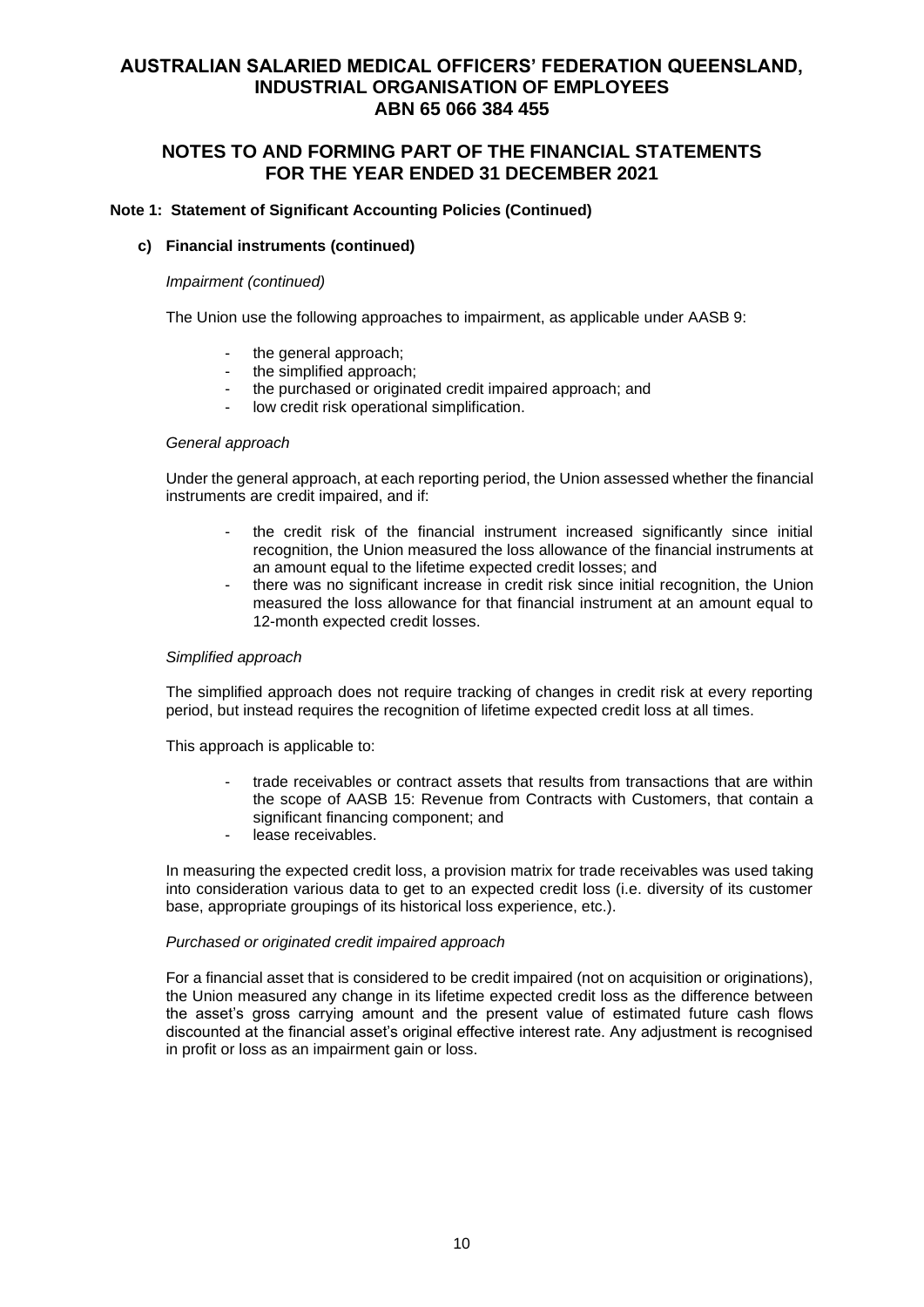# AUSTRALIAN SALARIED MEDICAL OFFICERS' FEDERATION QUEENSLAND, INDUSTRIAL ORGANISATION OF EMPLOYEES
# ABN 65 066 384 455

## NOTES TO AND FORMING PART OF THE FINANCIAL STATEMENTS FOR THE YEAR ENDED 31 DECEMBER 2021

### Note 1: Statement of Significant Accounting Policies (Continued)

#### c) Financial instruments (continued)

*Impairment (continued)*

The Union use the following approaches to impairment, as applicable under AASB 9:

- the general approach;
- the simplified approach;
- the purchased or originated credit impaired approach; and
- low credit risk operational simplification.

*General approach*

Under the general approach, at each reporting period, the Union assessed whether the financial instruments are credit impaired, and if:

- the credit risk of the financial instrument increased significantly since initial recognition, the Union measured the loss allowance of the financial instruments at an amount equal to the lifetime expected credit losses; and
- there was no significant increase in credit risk since initial recognition, the Union measured the loss allowance for that financial instrument at an amount equal to 12-month expected credit losses.

*Simplified approach*

The simplified approach does not require tracking of changes in credit risk at every reporting period, but instead requires the recognition of lifetime expected credit loss at all times.

This approach is applicable to:

- trade receivables or contract assets that results from transactions that are within the scope of AASB 15: Revenue from Contracts with Customers, that contain a significant financing component; and
- lease receivables.

In measuring the expected credit loss, a provision matrix for trade receivables was used taking into consideration various data to get to an expected credit loss (i.e. diversity of its customer base, appropriate groupings of its historical loss experience, etc.).

*Purchased or originated credit impaired approach*

For a financial asset that is considered to be credit impaired (not on acquisition or originations), the Union measured any change in its lifetime expected credit loss as the difference between the asset's gross carrying amount and the present value of estimated future cash flows discounted at the financial asset's original effective interest rate. Any adjustment is recognised in profit or loss as an impairment gain or loss.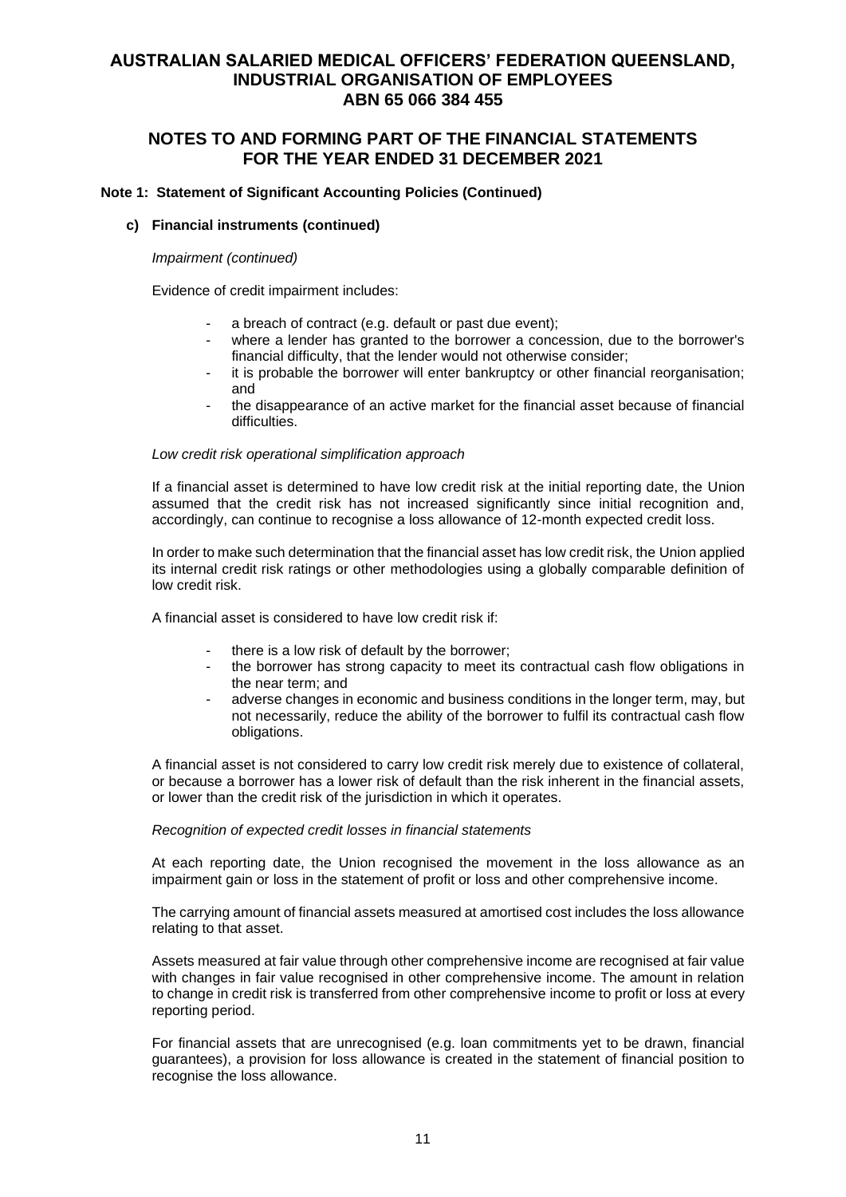# AUSTRALIAN SALARIED MEDICAL OFFICERS' FEDERATION QUEENSLAND, INDUSTRIAL ORGANISATION OF EMPLOYEES
## ABN 65 066 384 455

## NOTES TO AND FORMING PART OF THE FINANCIAL STATEMENTS FOR THE YEAR ENDED 31 DECEMBER 2021

### Note 1: Statement of Significant Accounting Policies (Continued)

#### c) Financial instruments (continued)

*Impairment (continued)*

Evidence of credit impairment includes:

- a breach of contract (e.g. default or past due event);
- where a lender has granted to the borrower a concession, due to the borrower's financial difficulty, that the lender would not otherwise consider;
- it is probable the borrower will enter bankruptcy or other financial reorganisation; and
- the disappearance of an active market for the financial asset because of financial difficulties.

*Low credit risk operational simplification approach*

If a financial asset is determined to have low credit risk at the initial reporting date, the Union assumed that the credit risk has not increased significantly since initial recognition and, accordingly, can continue to recognise a loss allowance of 12-month expected credit loss.

In order to make such determination that the financial asset has low credit risk, the Union applied its internal credit risk ratings or other methodologies using a globally comparable definition of low credit risk.

A financial asset is considered to have low credit risk if:

- there is a low risk of default by the borrower;
- the borrower has strong capacity to meet its contractual cash flow obligations in the near term; and
- adverse changes in economic and business conditions in the longer term, may, but not necessarily, reduce the ability of the borrower to fulfil its contractual cash flow obligations.

A financial asset is not considered to carry low credit risk merely due to existence of collateral, or because a borrower has a lower risk of default than the risk inherent in the financial assets, or lower than the credit risk of the jurisdiction in which it operates.

*Recognition of expected credit losses in financial statements*

At each reporting date, the Union recognised the movement in the loss allowance as an impairment gain or loss in the statement of profit or loss and other comprehensive income.

The carrying amount of financial assets measured at amortised cost includes the loss allowance relating to that asset.

Assets measured at fair value through other comprehensive income are recognised at fair value with changes in fair value recognised in other comprehensive income. The amount in relation to change in credit risk is transferred from other comprehensive income to profit or loss at every reporting period.

For financial assets that are unrecognised (e.g. loan commitments yet to be drawn, financial guarantees), a provision for loss allowance is created in the statement of financial position to recognise the loss allowance.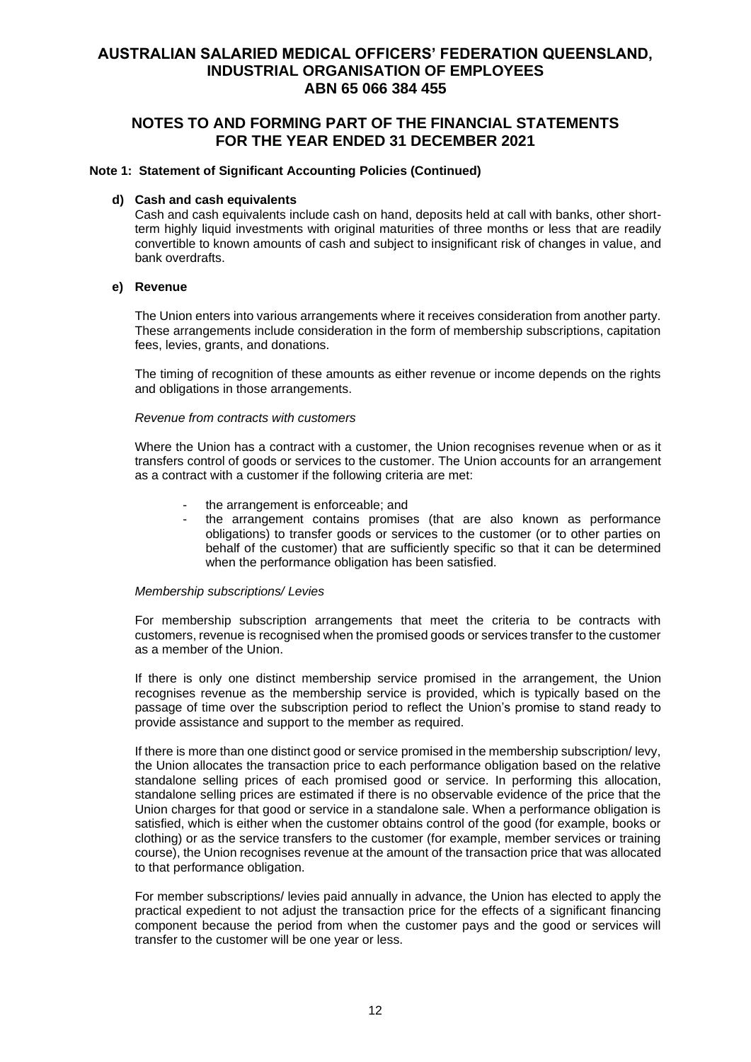# AUSTRALIAN SALARIED MEDICAL OFFICERS' FEDERATION QUEENSLAND, INDUSTRIAL ORGANISATION OF EMPLOYEES
## ABN 65 066 384 455

## NOTES TO AND FORMING PART OF THE FINANCIAL STATEMENTS FOR THE YEAR ENDED 31 DECEMBER 2021

### Note 1: Statement of Significant Accounting Policies (Continued)

**d) Cash and cash equivalents**

Cash and cash equivalents include cash on hand, deposits held at call with banks, other short-term highly liquid investments with original maturities of three months or less that are readily convertible to known amounts of cash and subject to insignificant risk of changes in value, and bank overdrafts.

**e) Revenue**

The Union enters into various arrangements where it receives consideration from another party. These arrangements include consideration in the form of membership subscriptions, capitation fees, levies, grants, and donations.

The timing of recognition of these amounts as either revenue or income depends on the rights and obligations in those arrangements.

*Revenue from contracts with customers*

Where the Union has a contract with a customer, the Union recognises revenue when or as it transfers control of goods or services to the customer. The Union accounts for an arrangement as a contract with a customer if the following criteria are met:

- the arrangement is enforceable; and
- the arrangement contains promises (that are also known as performance obligations) to transfer goods or services to the customer (or to other parties on behalf of the customer) that are sufficiently specific so that it can be determined when the performance obligation has been satisfied.

*Membership subscriptions/ Levies*

For membership subscription arrangements that meet the criteria to be contracts with customers, revenue is recognised when the promised goods or services transfer to the customer as a member of the Union.

If there is only one distinct membership service promised in the arrangement, the Union recognises revenue as the membership service is provided, which is typically based on the passage of time over the subscription period to reflect the Union's promise to stand ready to provide assistance and support to the member as required.

If there is more than one distinct good or service promised in the membership subscription/ levy, the Union allocates the transaction price to each performance obligation based on the relative standalone selling prices of each promised good or service. In performing this allocation, standalone selling prices are estimated if there is no observable evidence of the price that the Union charges for that good or service in a standalone sale. When a performance obligation is satisfied, which is either when the customer obtains control of the good (for example, books or clothing) or as the service transfers to the customer (for example, member services or training course), the Union recognises revenue at the amount of the transaction price that was allocated to that performance obligation.

For member subscriptions/ levies paid annually in advance, the Union has elected to apply the practical expedient to not adjust the transaction price for the effects of a significant financing component because the period from when the customer pays and the good or services will transfer to the customer will be one year or less.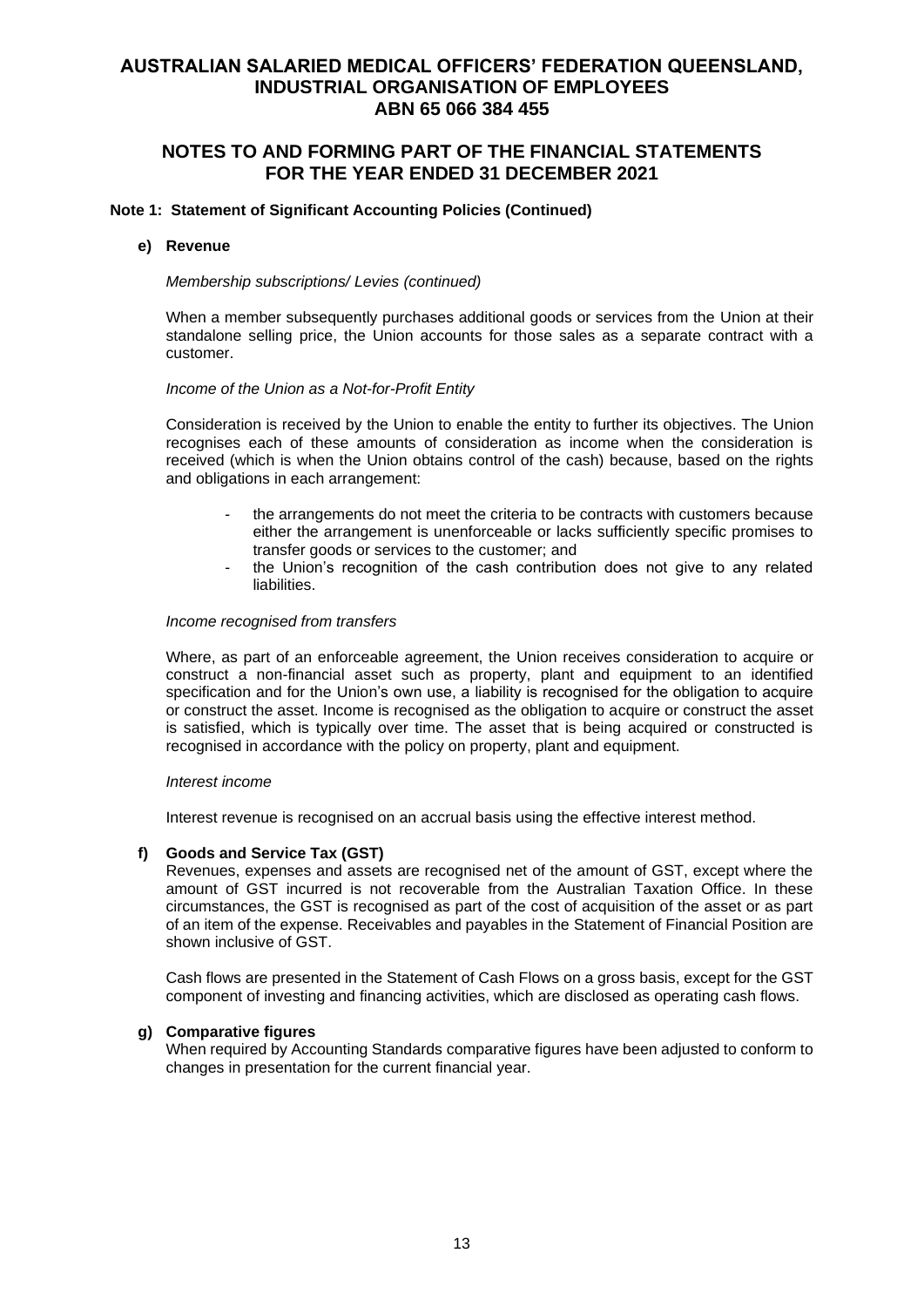# AUSTRALIAN SALARIED MEDICAL OFFICERS' FEDERATION QUEENSLAND, INDUSTRIAL ORGANISATION OF EMPLOYEES
# ABN 65 066 384 455

## NOTES TO AND FORMING PART OF THE FINANCIAL STATEMENTS FOR THE YEAR ENDED 31 DECEMBER 2021

**Note 1: Statement of Significant Accounting Policies (Continued)**

**e) Revenue**

*Membership subscriptions/ Levies (continued)*

When a member subsequently purchases additional goods or services from the Union at their standalone selling price, the Union accounts for those sales as a separate contract with a customer.

*Income of the Union as a Not-for-Profit Entity*

Consideration is received by the Union to enable the entity to further its objectives. The Union recognises each of these amounts of consideration as income when the consideration is received (which is when the Union obtains control of the cash) because, based on the rights and obligations in each arrangement:

- the arrangements do not meet the criteria to be contracts with customers because either the arrangement is unenforceable or lacks sufficiently specific promises to transfer goods or services to the customer; and
- the Union's recognition of the cash contribution does not give to any related liabilities.

*Income recognised from transfers*

Where, as part of an enforceable agreement, the Union receives consideration to acquire or construct a non-financial asset such as property, plant and equipment to an identified specification and for the Union's own use, a liability is recognised for the obligation to acquire or construct the asset. Income is recognised as the obligation to acquire or construct the asset is satisfied, which is typically over time. The asset that is being acquired or constructed is recognised in accordance with the policy on property, plant and equipment.

*Interest income*

Interest revenue is recognised on an accrual basis using the effective interest method.

**f) Goods and Service Tax (GST)**

Revenues, expenses and assets are recognised net of the amount of GST, except where the amount of GST incurred is not recoverable from the Australian Taxation Office. In these circumstances, the GST is recognised as part of the cost of acquisition of the asset or as part of an item of the expense. Receivables and payables in the Statement of Financial Position are shown inclusive of GST.

Cash flows are presented in the Statement of Cash Flows on a gross basis, except for the GST component of investing and financing activities, which are disclosed as operating cash flows.

**g) Comparative figures**

When required by Accounting Standards comparative figures have been adjusted to conform to changes in presentation for the current financial year.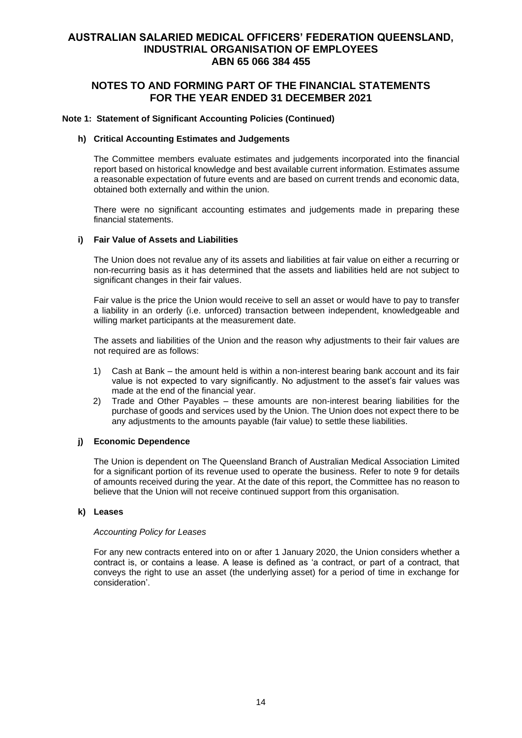# AUSTRALIAN SALARIED MEDICAL OFFICERS' FEDERATION QUEENSLAND, INDUSTRIAL ORGANISATION OF EMPLOYEES
## ABN 65 066 384 455

## NOTES TO AND FORMING PART OF THE FINANCIAL STATEMENTS FOR THE YEAR ENDED 31 DECEMBER 2021

### Note 1: Statement of Significant Accounting Policies (Continued)

#### h) Critical Accounting Estimates and Judgements

The Committee members evaluate estimates and judgements incorporated into the financial report based on historical knowledge and best available current information. Estimates assume a reasonable expectation of future events and are based on current trends and economic data, obtained both externally and within the union.

There were no significant accounting estimates and judgements made in preparing these financial statements.

#### i) Fair Value of Assets and Liabilities

The Union does not revalue any of its assets and liabilities at fair value on either a recurring or non-recurring basis as it has determined that the assets and liabilities held are not subject to significant changes in their fair values.

Fair value is the price the Union would receive to sell an asset or would have to pay to transfer a liability in an orderly (i.e. unforced) transaction between independent, knowledgeable and willing market participants at the measurement date.

The assets and liabilities of the Union and the reason why adjustments to their fair values are not required are as follows:

1) Cash at Bank – the amount held is within a non-interest bearing bank account and its fair value is not expected to vary significantly. No adjustment to the asset's fair values was made at the end of the financial year.
2) Trade and Other Payables – these amounts are non-interest bearing liabilities for the purchase of goods and services used by the Union. The Union does not expect there to be any adjustments to the amounts payable (fair value) to settle these liabilities.

#### j) Economic Dependence

The Union is dependent on The Queensland Branch of Australian Medical Association Limited for a significant portion of its revenue used to operate the business. Refer to note 9 for details of amounts received during the year. At the date of this report, the Committee has no reason to believe that the Union will not receive continued support from this organisation.

#### k) Leases

*Accounting Policy for Leases*

For any new contracts entered into on or after 1 January 2020, the Union considers whether a contract is, or contains a lease. A lease is defined as 'a contract, or part of a contract, that conveys the right to use an asset (the underlying asset) for a period of time in exchange for consideration'.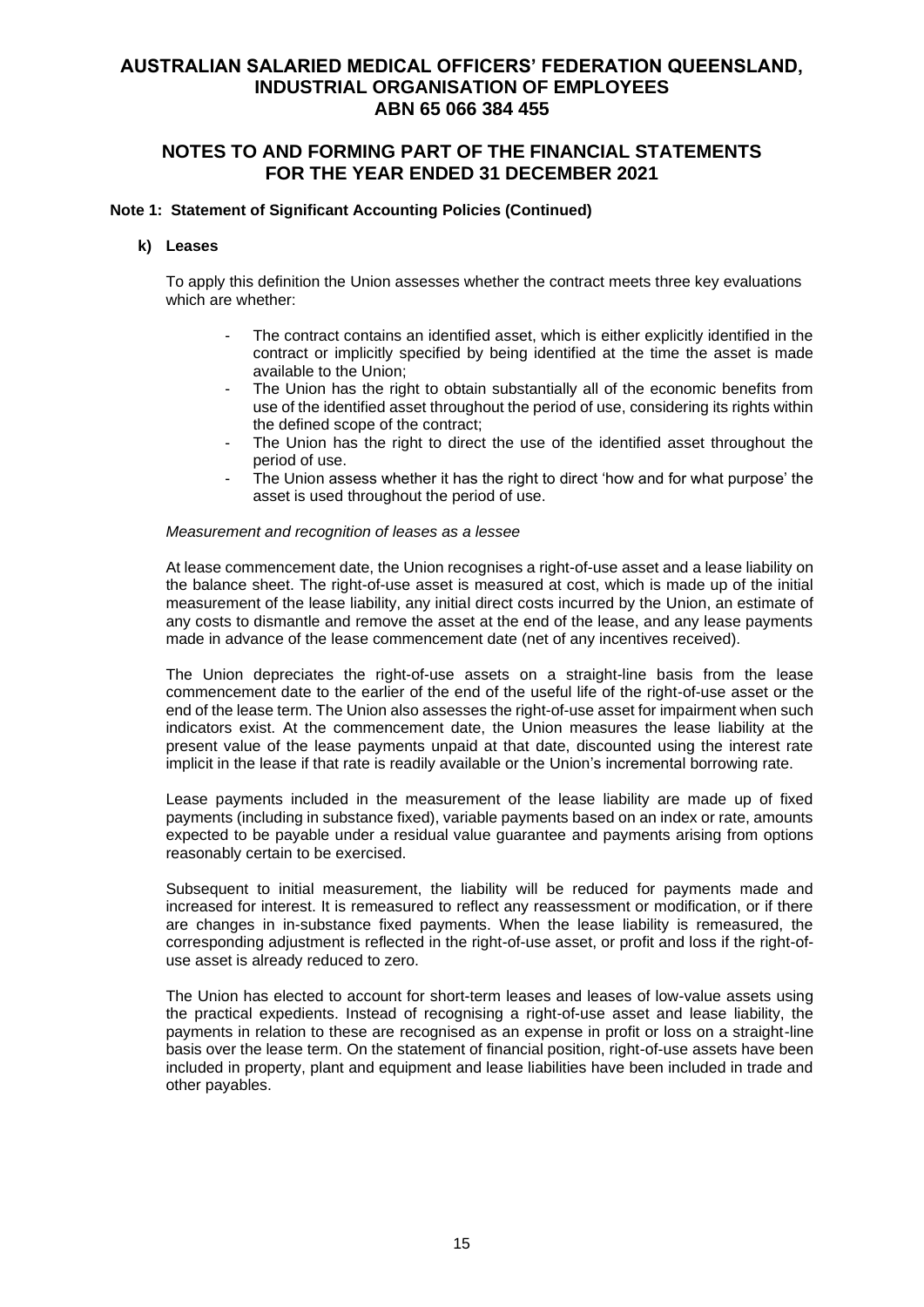# AUSTRALIAN SALARIED MEDICAL OFFICERS' FEDERATION QUEENSLAND, INDUSTRIAL ORGANISATION OF EMPLOYEES
## ABN 65 066 384 455

## NOTES TO AND FORMING PART OF THE FINANCIAL STATEMENTS FOR THE YEAR ENDED 31 DECEMBER 2021

### Note 1: Statement of Significant Accounting Policies (Continued)

**k) Leases**

To apply this definition the Union assesses whether the contract meets three key evaluations which are whether:

- The contract contains an identified asset, which is either explicitly identified in the contract or implicitly specified by being identified at the time the asset is made available to the Union;
- The Union has the right to obtain substantially all of the economic benefits from use of the identified asset throughout the period of use, considering its rights within the defined scope of the contract;
- The Union has the right to direct the use of the identified asset throughout the period of use.
- The Union assess whether it has the right to direct 'how and for what purpose' the asset is used throughout the period of use.

*Measurement and recognition of leases as a lessee*

At lease commencement date, the Union recognises a right-of-use asset and a lease liability on the balance sheet. The right-of-use asset is measured at cost, which is made up of the initial measurement of the lease liability, any initial direct costs incurred by the Union, an estimate of any costs to dismantle and remove the asset at the end of the lease, and any lease payments made in advance of the lease commencement date (net of any incentives received).

The Union depreciates the right-of-use assets on a straight-line basis from the lease commencement date to the earlier of the end of the useful life of the right-of-use asset or the end of the lease term. The Union also assesses the right-of-use asset for impairment when such indicators exist. At the commencement date, the Union measures the lease liability at the present value of the lease payments unpaid at that date, discounted using the interest rate implicit in the lease if that rate is readily available or the Union's incremental borrowing rate.

Lease payments included in the measurement of the lease liability are made up of fixed payments (including in substance fixed), variable payments based on an index or rate, amounts expected to be payable under a residual value guarantee and payments arising from options reasonably certain to be exercised.

Subsequent to initial measurement, the liability will be reduced for payments made and increased for interest. It is remeasured to reflect any reassessment or modification, or if there are changes in in-substance fixed payments. When the lease liability is remeasured, the corresponding adjustment is reflected in the right-of-use asset, or profit and loss if the right-of-use asset is already reduced to zero.

The Union has elected to account for short-term leases and leases of low-value assets using the practical expedients. Instead of recognising a right-of-use asset and lease liability, the payments in relation to these are recognised as an expense in profit or loss on a straight-line basis over the lease term. On the statement of financial position, right-of-use assets have been included in property, plant and equipment and lease liabilities have been included in trade and other payables.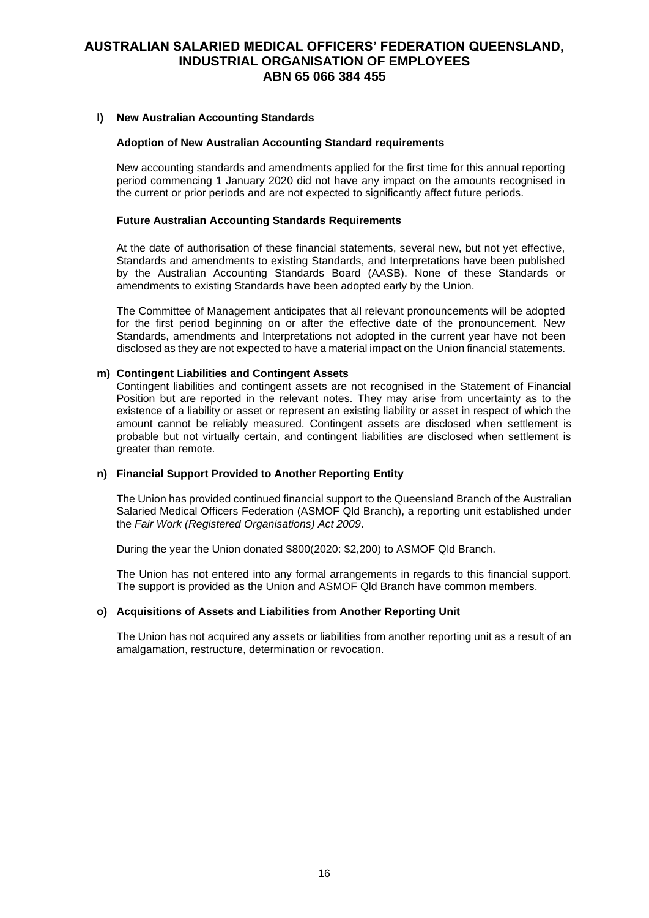**l) New Australian Accounting Standards**

**Adoption of New Australian Accounting Standard requirements**

New accounting standards and amendments applied for the first time for this annual reporting period commencing 1 January 2020 did not have any impact on the amounts recognised in the current or prior periods and are not expected to significantly affect future periods.

**Future Australian Accounting Standards Requirements**

At the date of authorisation of these financial statements, several new, but not yet effective, Standards and amendments to existing Standards, and Interpretations have been published by the Australian Accounting Standards Board (AASB). None of these Standards or amendments to existing Standards have been adopted early by the Union.

The Committee of Management anticipates that all relevant pronouncements will be adopted for the first period beginning on or after the effective date of the pronouncement. New Standards, amendments and Interpretations not adopted in the current year have not been disclosed as they are not expected to have a material impact on the Union financial statements.

**m) Contingent Liabilities and Contingent Assets**

Contingent liabilities and contingent assets are not recognised in the Statement of Financial Position but are reported in the relevant notes. They may arise from uncertainty as to the existence of a liability or asset or represent an existing liability or asset in respect of which the amount cannot be reliably measured. Contingent assets are disclosed when settlement is probable but not virtually certain, and contingent liabilities are disclosed when settlement is greater than remote.

**n) Financial Support Provided to Another Reporting Entity**

The Union has provided continued financial support to the Queensland Branch of the Australian Salaried Medical Officers Federation (ASMOF Qld Branch), a reporting unit established under the *Fair Work (Registered Organisations) Act 2009*.

During the year the Union donated $800(2020: $2,200) to ASMOF Qld Branch.

The Union has not entered into any formal arrangements in regards to this financial support. The support is provided as the Union and ASMOF Qld Branch have common members.

**o) Acquisitions of Assets and Liabilities from Another Reporting Unit**

The Union has not acquired any assets or liabilities from another reporting unit as a result of an amalgamation, restructure, determination or revocation.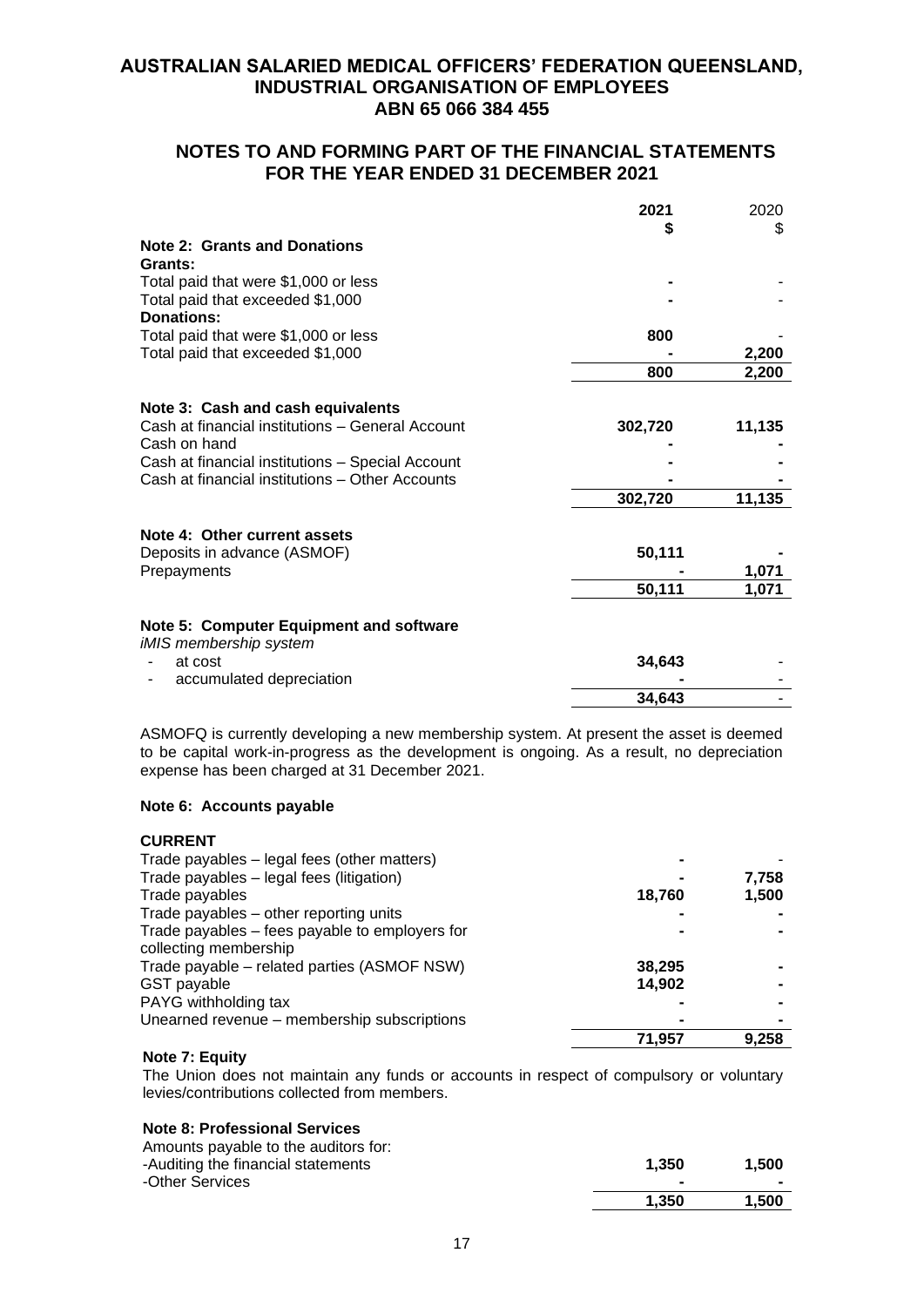# AUSTRALIAN SALARIED MEDICAL OFFICERS' FEDERATION QUEENSLAND, INDUSTRIAL ORGANISATION OF EMPLOYEES
## ABN 65 066 384 455

## NOTES TO AND FORMING PART OF THE FINANCIAL STATEMENTS FOR THE YEAR ENDED 31 DECEMBER 2021

| | 2021 $ | 2020 $ |
|---|---|---|
| **Note 2: Grants and Donations** | | |
| **Grants:** | | |
| Total paid that were $1,000 or less | - | - |
| Total paid that exceeded $1,000 | - | - |
| **Donations:** | | |
| Total paid that were $1,000 or less | 800 | - |
| Total paid that exceeded $1,000 | - | 2,200 |
| | 800 | 2,200 |
| **Note 3: Cash and cash equivalents** | | |
| Cash at financial institutions – General Account | 302,720 | 11,135 |
| Cash on hand | - | - |
| Cash at financial institutions – Special Account | - | - |
| Cash at financial institutions – Other Accounts | - | - |
| | 302,720 | 11,135 |
| **Note 4: Other current assets** | | |
| Deposits in advance (ASMOF) | 50,111 | - |
| Prepayments | - | 1,071 |
| | 50,111 | 1,071 |
| **Note 5: Computer Equipment and software** | | |
| *iMIS membership system* | | |
| - at cost | 34,643 | - |
| - accumulated depreciation | - | - |
| | 34,643 | - |

ASMOFQ is currently developing a new membership system. At present the asset is deemed to be capital work-in-progress as the development is ongoing. As a result, no depreciation expense has been charged at 31 December 2021.

**Note 6: Accounts payable**

| | 2021 $ | 2020 $ |
|---|---|---|
| **CURRENT** | | |
| Trade payables – legal fees (other matters) | - | - |
| Trade payables – legal fees (litigation) | - | 7,758 |
| Trade payables | 18,760 | 1,500 |
| Trade payables – other reporting units | - | - |
| Trade payables – fees payable to employers for collecting membership | - | - |
| Trade payable – related parties (ASMOF NSW) | 38,295 | - |
| GST payable | 14,902 | - |
| PAYG withholding tax | - | - |
| Unearned revenue – membership subscriptions | - | - |
| | 71,957 | 9,258 |

**Note 7: Equity**

The Union does not maintain any funds or accounts in respect of compulsory or voluntary levies/contributions collected from members.

**Note 8: Professional Services**

| | 2021 $ | 2020 $ |
|---|---|---|
| Amounts payable to the auditors for: | | |
| -Auditing the financial statements | 1,350 | 1,500 |
| -Other Services | - | - |
| | 1,350 | 1,500 |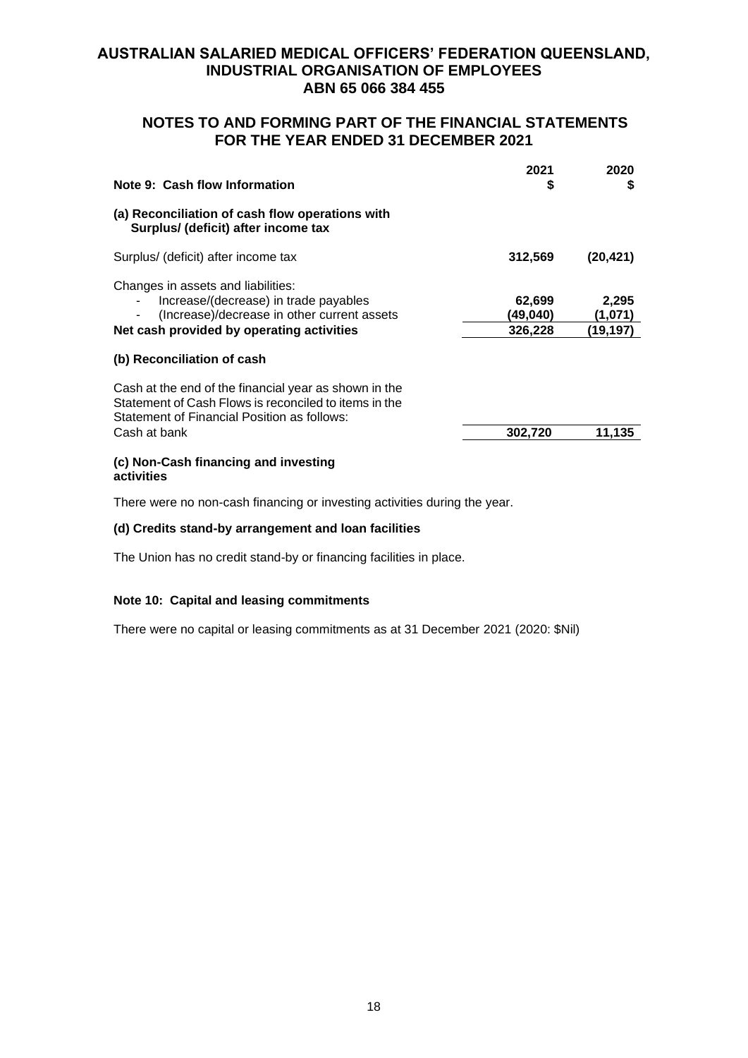# AUSTRALIAN SALARIED MEDICAL OFFICERS' FEDERATION QUEENSLAND, INDUSTRIAL ORGANISATION OF EMPLOYEES
## ABN 65 066 384 455

## NOTES TO AND FORMING PART OF THE FINANCIAL STATEMENTS FOR THE YEAR ENDED 31 DECEMBER 2021

| **Note 9: Cash flow Information** | **2021 $** | **2020 $** |
|---|---|---|
| **(a) Reconciliation of cash flow operations with Surplus/ (deficit) after income tax** | | |
| Surplus/ (deficit) after income tax | **312,569** | **(20,421)** |
| Changes in assets and liabilities: | | |
| - Increase/(decrease) in trade payables | **62,699** | **2,295** |
| - (Increase)/decrease in other current assets | **(49,040)** | **(1,071)** |
| **Net cash provided by operating activities** | **326,228** | **(19,197)** |
| **(b) Reconciliation of cash** | | |
| Cash at the end of the financial year as shown in the Statement of Cash Flows is reconciled to items in the Statement of Financial Position as follows: | | |
| Cash at bank | **302,720** | **11,135** |

**(c) Non-Cash financing and investing activities**

There were no non-cash financing or investing activities during the year.

**(d) Credits stand-by arrangement and loan facilities**

The Union has no credit stand-by or financing facilities in place.

**Note 10: Capital and leasing commitments**

There were no capital or leasing commitments as at 31 December 2021 (2020: $Nil)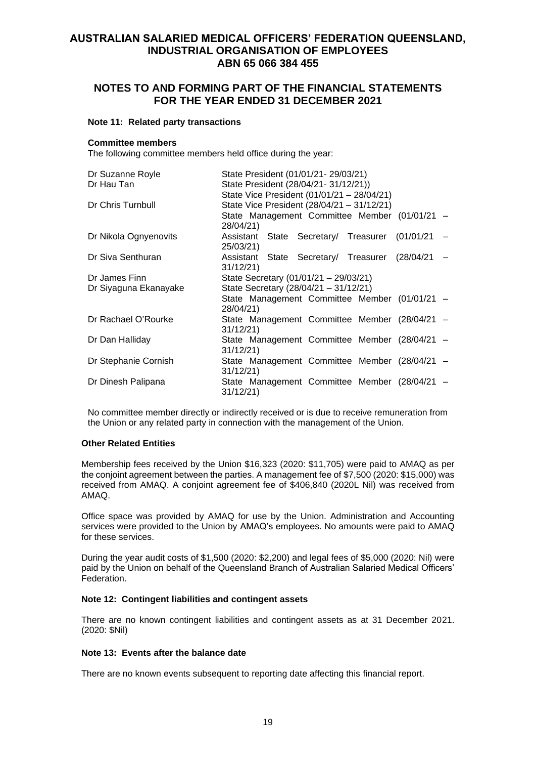# AUSTRALIAN SALARIED MEDICAL OFFICERS' FEDERATION QUEENSLAND, INDUSTRIAL ORGANISATION OF EMPLOYEES ABN 65 066 384 455

## NOTES TO AND FORMING PART OF THE FINANCIAL STATEMENTS FOR THE YEAR ENDED 31 DECEMBER 2021

### Note 11: Related party transactions

**Committee members**

The following committee members held office during the year:

| | |
|---|---|
| Dr Suzanne Royle | State President (01/01/21- 29/03/21) |
| Dr Hau Tan | State President (28/04/21- 31/12/21))<br>State Vice President (01/01/21 – 28/04/21) |
| Dr Chris Turnbull | State Vice President (28/04/21 – 31/12/21)<br>State Management Committee Member (01/01/21 – 28/04/21) |
| Dr Nikola Ognyenovits | Assistant State Secretary/ Treasurer (01/01/21 – 25/03/21) |
| Dr Siva Senthuran | Assistant State Secretary/ Treasurer (28/04/21 – 31/12/21) |
| Dr James Finn | State Secretary (01/01/21 – 29/03/21) |
| Dr Siyaguna Ekanayake | State Secretary (28/04/21 – 31/12/21)<br>State Management Committee Member (01/01/21 – 28/04/21) |
| Dr Rachael O'Rourke | State Management Committee Member (28/04/21 – 31/12/21) |
| Dr Dan Halliday | State Management Committee Member (28/04/21 – 31/12/21) |
| Dr Stephanie Cornish | State Management Committee Member (28/04/21 – 31/12/21) |
| Dr Dinesh Palipana | State Management Committee Member (28/04/21 – 31/12/21) |

No committee member directly or indirectly received or is due to receive remuneration from the Union or any related party in connection with the management of the Union.

**Other Related Entities**

Membership fees received by the Union $16,323 (2020: $11,705) were paid to AMAQ as per the conjoint agreement between the parties. A management fee of $7,500 (2020: $15,000) was received from AMAQ. A conjoint agreement fee of $406,840 (2020L Nil) was received from AMAQ.

Office space was provided by AMAQ for use by the Union. Administration and Accounting services were provided to the Union by AMAQ's employees. No amounts were paid to AMAQ for these services.

During the year audit costs of $1,500 (2020: $2,200) and legal fees of $5,000 (2020: Nil) were paid by the Union on behalf of the Queensland Branch of Australian Salaried Medical Officers' Federation.

### Note 12: Contingent liabilities and contingent assets

There are no known contingent liabilities and contingent assets as at 31 December 2021. (2020: $Nil)

### Note 13: Events after the balance date

There are no known events subsequent to reporting date affecting this financial report.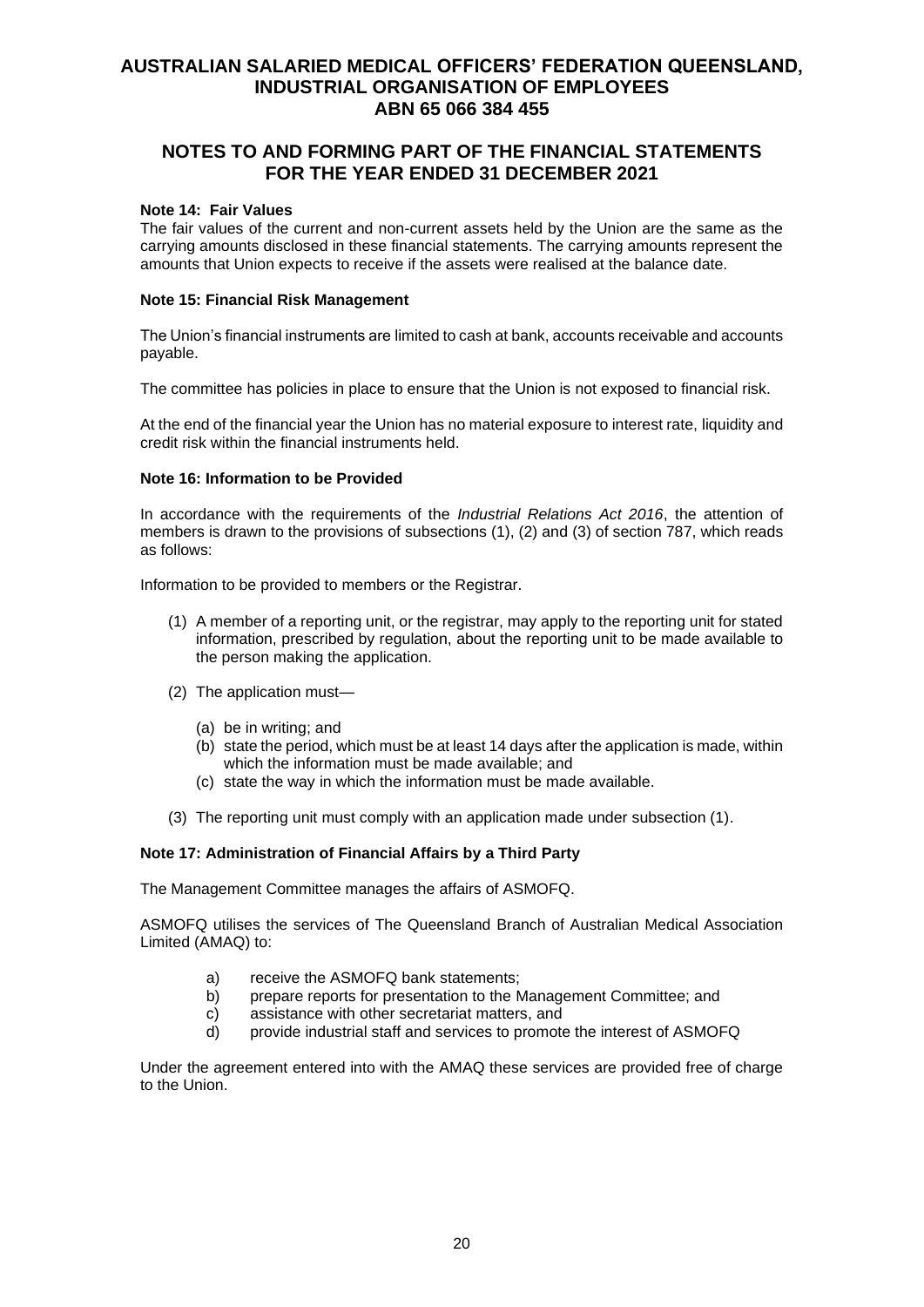# AUSTRALIAN SALARIED MEDICAL OFFICERS' FEDERATION QUEENSLAND, INDUSTRIAL ORGANISATION OF EMPLOYEES
# ABN 65 066 384 455

## NOTES TO AND FORMING PART OF THE FINANCIAL STATEMENTS FOR THE YEAR ENDED 31 DECEMBER 2021

**Note 14: Fair Values**

The fair values of the current and non-current assets held by the Union are the same as the carrying amounts disclosed in these financial statements. The carrying amounts represent the amounts that Union expects to receive if the assets were realised at the balance date.

**Note 15: Financial Risk Management**

The Union's financial instruments are limited to cash at bank, accounts receivable and accounts payable.

The committee has policies in place to ensure that the Union is not exposed to financial risk.

At the end of the financial year the Union has no material exposure to interest rate, liquidity and credit risk within the financial instruments held.

**Note 16: Information to be Provided**

In accordance with the requirements of the *Industrial Relations Act 2016*, the attention of members is drawn to the provisions of subsections (1), (2) and (3) of section 787, which reads as follows:

Information to be provided to members or the Registrar.

(1) A member of a reporting unit, or the registrar, may apply to the reporting unit for stated information, prescribed by regulation, about the reporting unit to be made available to the person making the application.

(2) The application must—

  (a) be in writing; and
  (b) state the period, which must be at least 14 days after the application is made, within which the information must be made available; and
  (c) state the way in which the information must be made available.

(3) The reporting unit must comply with an application made under subsection (1).

**Note 17: Administration of Financial Affairs by a Third Party**

The Management Committee manages the affairs of ASMOFQ.

ASMOFQ utilises the services of The Queensland Branch of Australian Medical Association Limited (AMAQ) to:

a) receive the ASMOFQ bank statements;
b) prepare reports for presentation to the Management Committee; and
c) assistance with other secretariat matters, and
d) provide industrial staff and services to promote the interest of ASMOFQ

Under the agreement entered into with the AMAQ these services are provided free of charge to the Union.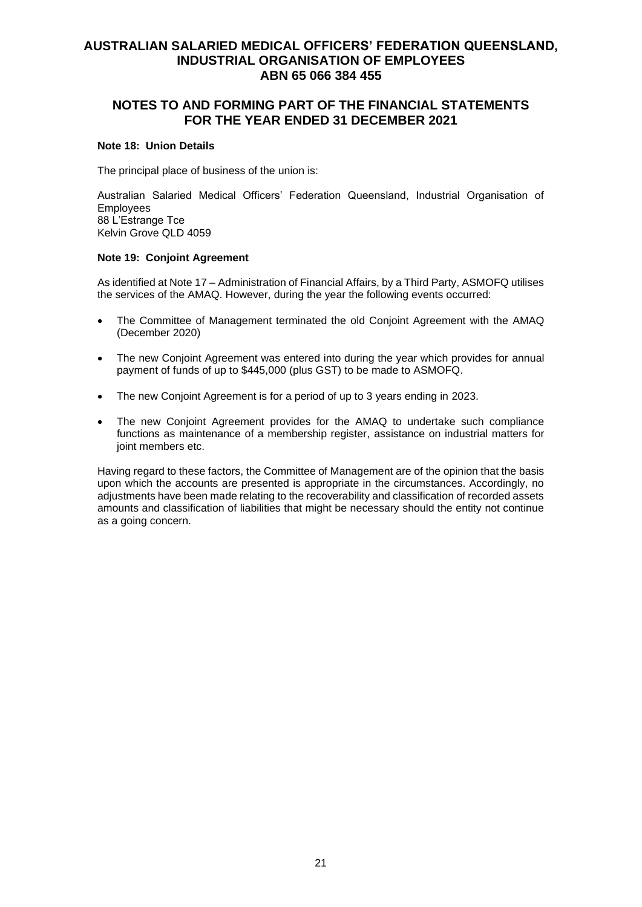# AUSTRALIAN SALARIED MEDICAL OFFICERS' FEDERATION QUEENSLAND, INDUSTRIAL ORGANISATION OF EMPLOYEES
# ABN 65 066 384 455

## NOTES TO AND FORMING PART OF THE FINANCIAL STATEMENTS FOR THE YEAR ENDED 31 DECEMBER 2021

**Note 18: Union Details**

The principal place of business of the union is:

Australian Salaried Medical Officers' Federation Queensland, Industrial Organisation of Employees
88 L'Estrange Tce
Kelvin Grove QLD 4059

**Note 19: Conjoint Agreement**

As identified at Note 17 – Administration of Financial Affairs, by a Third Party, ASMOFQ utilises the services of the AMAQ. However, during the year the following events occurred:

- The Committee of Management terminated the old Conjoint Agreement with the AMAQ (December 2020)
- The new Conjoint Agreement was entered into during the year which provides for annual payment of funds of up to $445,000 (plus GST) to be made to ASMOFQ.
- The new Conjoint Agreement is for a period of up to 3 years ending in 2023.
- The new Conjoint Agreement provides for the AMAQ to undertake such compliance functions as maintenance of a membership register, assistance on industrial matters for joint members etc.

Having regard to these factors, the Committee of Management are of the opinion that the basis upon which the accounts are presented is appropriate in the circumstances. Accordingly, no adjustments have been made relating to the recoverability and classification of recorded assets amounts and classification of liabilities that might be necessary should the entity not continue as a going concern.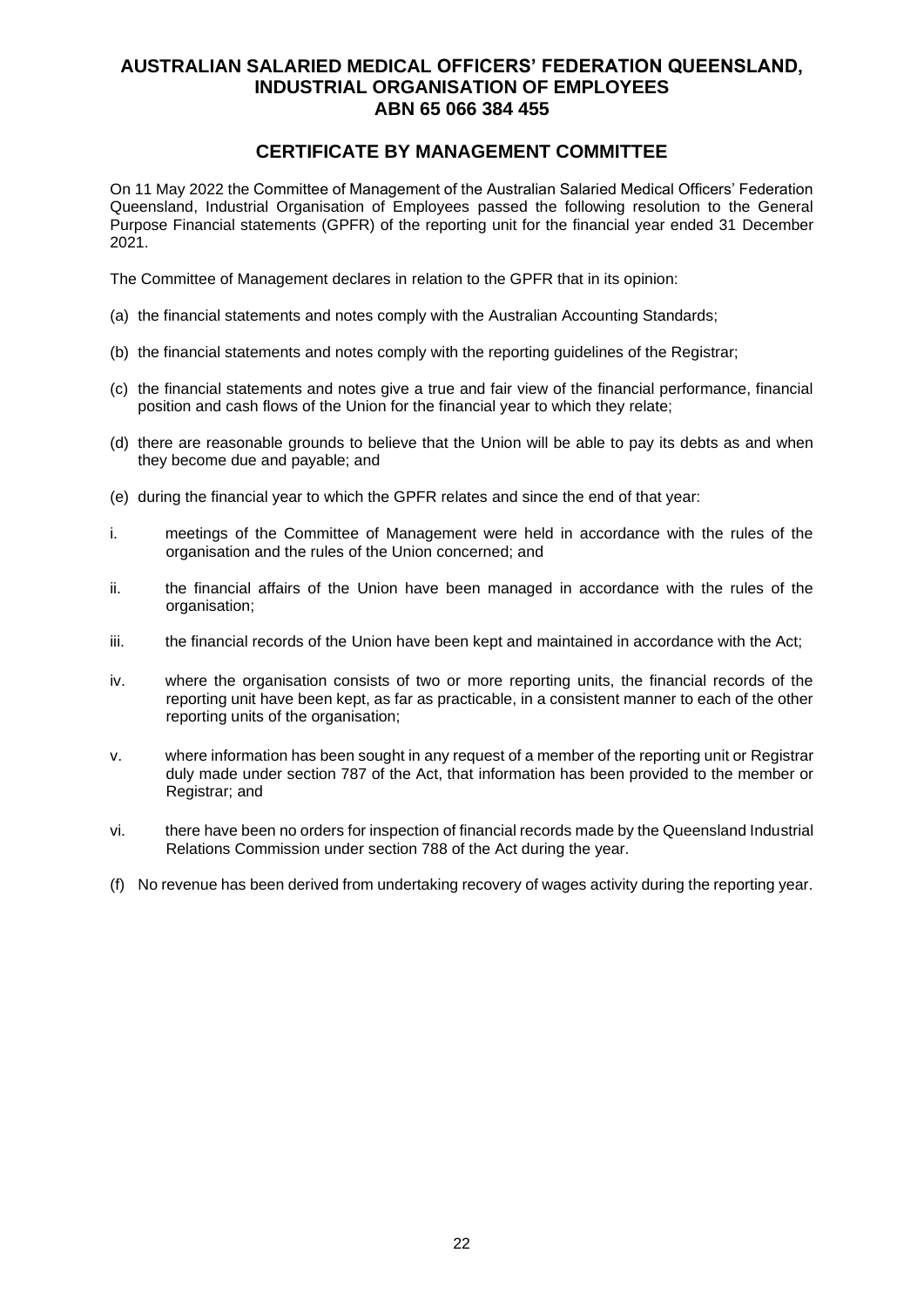# AUSTRALIAN SALARIED MEDICAL OFFICERS' FEDERATION QUEENSLAND, INDUSTRIAL ORGANISATION OF EMPLOYEES
# ABN 65 066 384 455

## CERTIFICATE BY MANAGEMENT COMMITTEE

On 11 May 2022 the Committee of Management of the Australian Salaried Medical Officers' Federation Queensland, Industrial Organisation of Employees passed the following resolution to the General Purpose Financial statements (GPFR) of the reporting unit for the financial year ended 31 December 2021.

The Committee of Management declares in relation to the GPFR that in its opinion:

(a) the financial statements and notes comply with the Australian Accounting Standards;

(b) the financial statements and notes comply with the reporting guidelines of the Registrar;

(c) the financial statements and notes give a true and fair view of the financial performance, financial position and cash flows of the Union for the financial year to which they relate;

(d) there are reasonable grounds to believe that the Union will be able to pay its debts as and when they become due and payable; and

(e) during the financial year to which the GPFR relates and since the end of that year:

i. meetings of the Committee of Management were held in accordance with the rules of the organisation and the rules of the Union concerned; and

ii. the financial affairs of the Union have been managed in accordance with the rules of the organisation;

iii. the financial records of the Union have been kept and maintained in accordance with the Act;

iv. where the organisation consists of two or more reporting units, the financial records of the reporting unit have been kept, as far as practicable, in a consistent manner to each of the other reporting units of the organisation;

v. where information has been sought in any request of a member of the reporting unit or Registrar duly made under section 787 of the Act, that information has been provided to the member or Registrar; and

vi. there have been no orders for inspection of financial records made by the Queensland Industrial Relations Commission under section 788 of the Act during the year.

(f) No revenue has been derived from undertaking recovery of wages activity during the reporting year.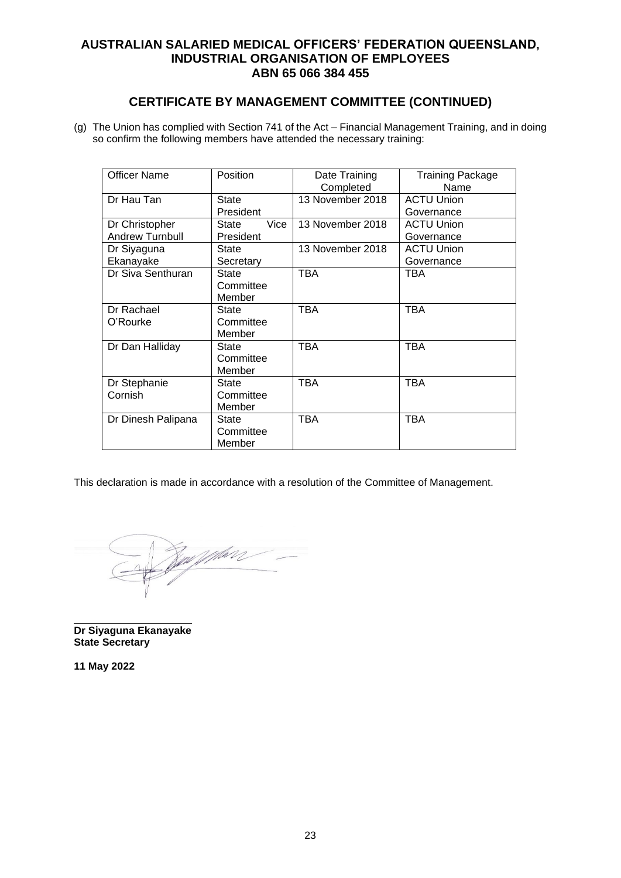# AUSTRALIAN SALARIED MEDICAL OFFICERS' FEDERATION QUEENSLAND, INDUSTRIAL ORGANISATION OF EMPLOYEES
## ABN 65 066 384 455

## CERTIFICATE BY MANAGEMENT COMMITTEE (CONTINUED)

(g) The Union has complied with Section 741 of the Act – Financial Management Training, and in doing so confirm the following members have attended the necessary training:

| Officer Name | Position | Date Training Completed | Training Package Name |
|---|---|---|---|
| Dr Hau Tan | State President | 13 November 2018 | ACTU Union Governance |
| Dr Christopher Andrew Turnbull | State Vice President | 13 November 2018 | ACTU Union Governance |
| Dr Siyaguna Ekanayake | State Secretary | 13 November 2018 | ACTU Union Governance |
| Dr Siva Senthuran | State Committee Member | TBA | TBA |
| Dr Rachael O'Rourke | State Committee Member | TBA | TBA |
| Dr Dan Halliday | State Committee Member | TBA | TBA |
| Dr Stephanie Cornish | State Committee Member | TBA | TBA |
| Dr Dinesh Palipana | State Committee Member | TBA | TBA |

This declaration is made in accordance with a resolution of the Committee of Management.

**Dr Siyaguna Ekanayake**
**State Secretary**

**11 May 2022**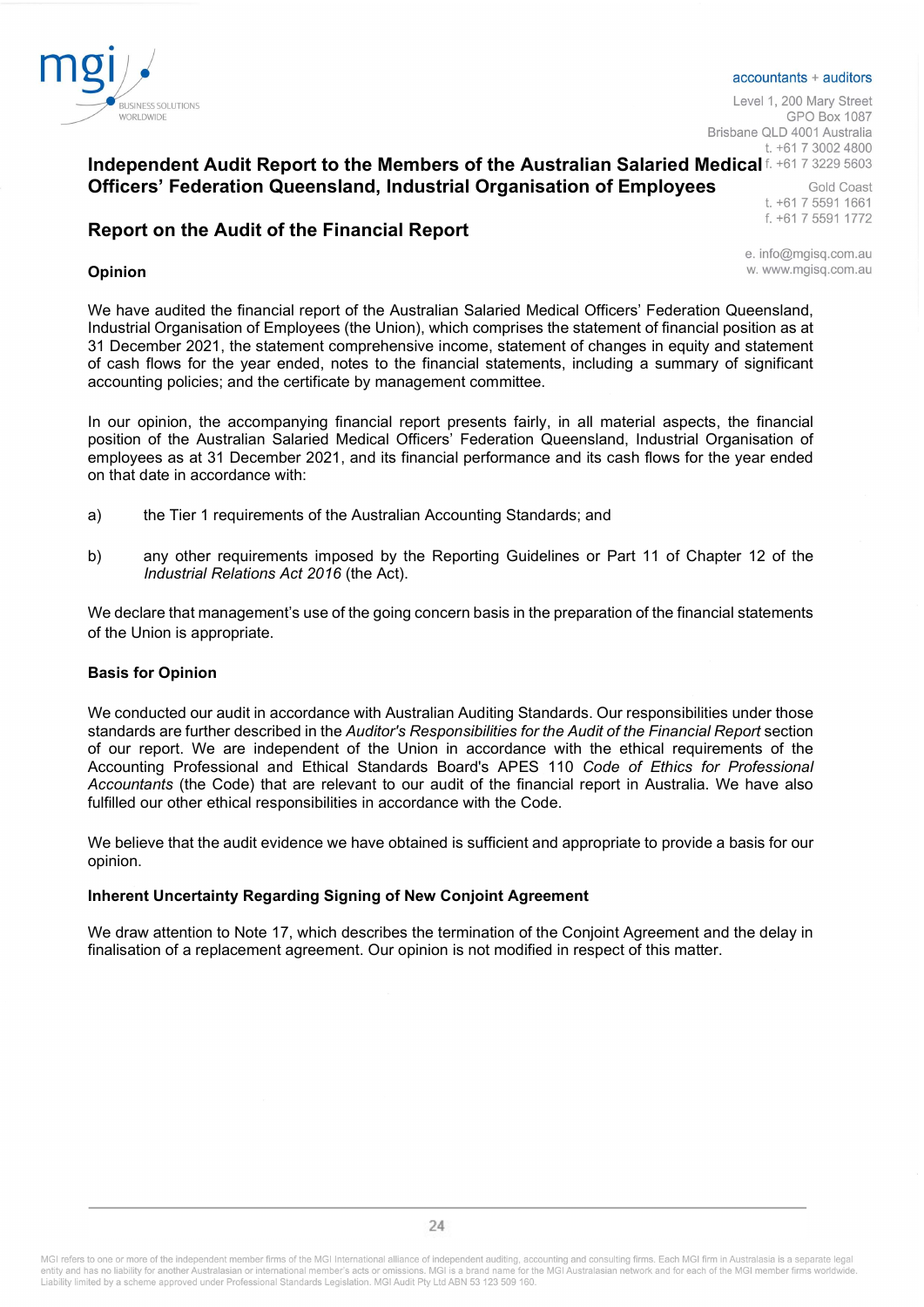# Independent Audit Report to the Members of the Australian Salaried Medical Officers' Federation Queensland, Industrial Organisation of Employees

## Report on the Audit of the Financial Report

### Opinion

We have audited the financial report of the Australian Salaried Medical Officers' Federation Queensland, Industrial Organisation of Employees (the Union), which comprises the statement of financial position as at 31 December 2021, the statement comprehensive income, statement of changes in equity and statement of cash flows for the year ended, notes to the financial statements, including a summary of significant accounting policies; and the certificate by management committee.

In our opinion, the accompanying financial report presents fairly, in all material aspects, the financial position of the Australian Salaried Medical Officers' Federation Queensland, Industrial Organisation of employees as at 31 December 2021, and its financial performance and its cash flows for the year ended on that date in accordance with:

a) the Tier 1 requirements of the Australian Accounting Standards; and

b) any other requirements imposed by the Reporting Guidelines or Part 11 of Chapter 12 of the *Industrial Relations Act 2016* (the Act).

We declare that management's use of the going concern basis in the preparation of the financial statements of the Union is appropriate.

### Basis for Opinion

We conducted our audit in accordance with Australian Auditing Standards. Our responsibilities under those standards are further described in the *Auditor's Responsibilities for the Audit of the Financial Report* section of our report. We are independent of the Union in accordance with the ethical requirements of the Accounting Professional and Ethical Standards Board's APES 110 *Code of Ethics for Professional Accountants* (the Code) that are relevant to our audit of the financial report in Australia. We have also fulfilled our other ethical responsibilities in accordance with the Code.

We believe that the audit evidence we have obtained is sufficient and appropriate to provide a basis for our opinion.

### Inherent Uncertainty Regarding Signing of New Conjoint Agreement

We draw attention to Note 17, which describes the termination of the Conjoint Agreement and the delay in finalisation of a replacement agreement. Our opinion is not modified in respect of this matter.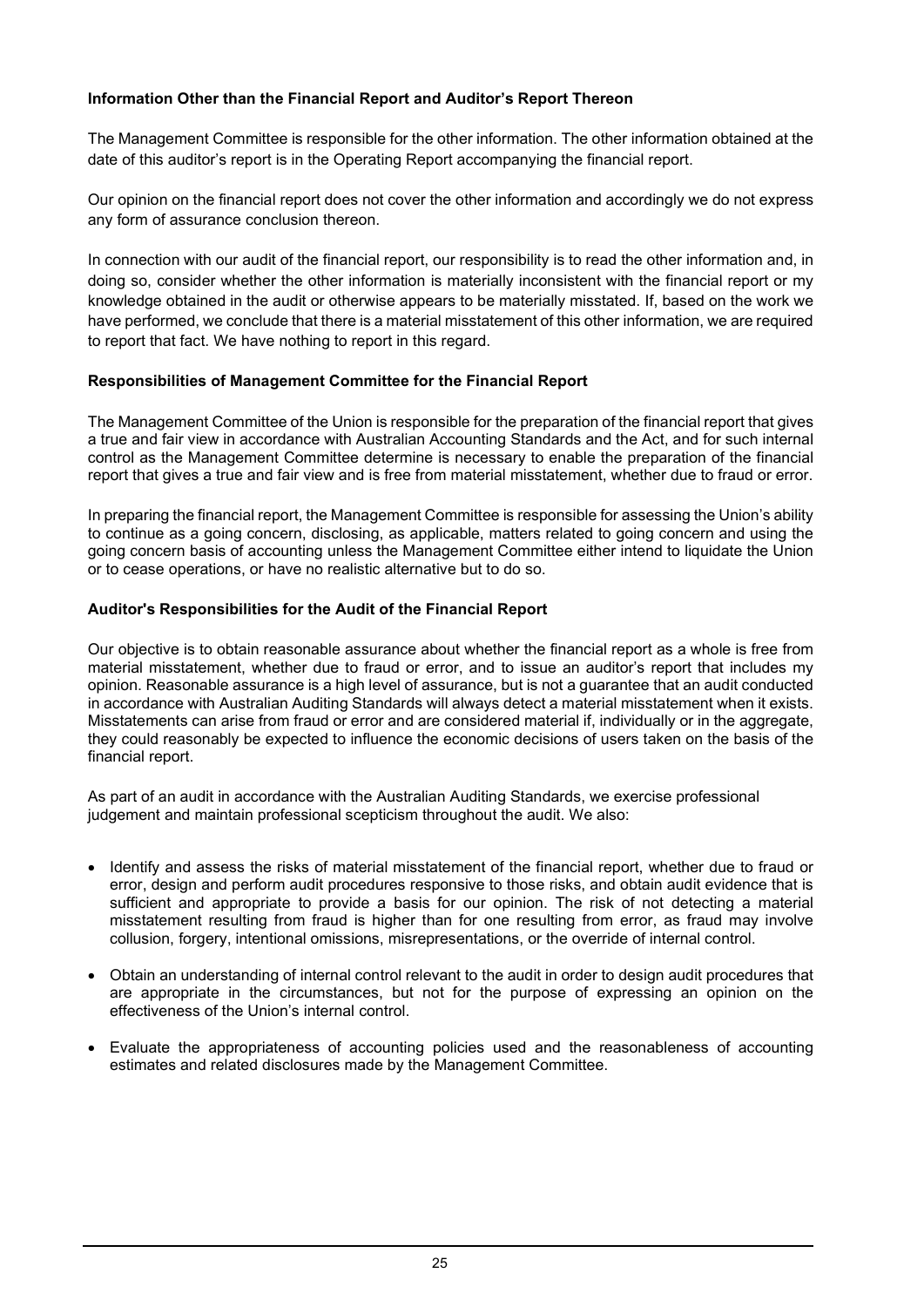**Information Other than the Financial Report and Auditor's Report Thereon**

The Management Committee is responsible for the other information. The other information obtained at the date of this auditor's report is in the Operating Report accompanying the financial report.

Our opinion on the financial report does not cover the other information and accordingly we do not express any form of assurance conclusion thereon.

In connection with our audit of the financial report, our responsibility is to read the other information and, in doing so, consider whether the other information is materially inconsistent with the financial report or my knowledge obtained in the audit or otherwise appears to be materially misstated. If, based on the work we have performed, we conclude that there is a material misstatement of this other information, we are required to report that fact. We have nothing to report in this regard.

**Responsibilities of Management Committee for the Financial Report**

The Management Committee of the Union is responsible for the preparation of the financial report that gives a true and fair view in accordance with Australian Accounting Standards and the Act, and for such internal control as the Management Committee determine is necessary to enable the preparation of the financial report that gives a true and fair view and is free from material misstatement, whether due to fraud or error.

In preparing the financial report, the Management Committee is responsible for assessing the Union's ability to continue as a going concern, disclosing, as applicable, matters related to going concern and using the going concern basis of accounting unless the Management Committee either intend to liquidate the Union or to cease operations, or have no realistic alternative but to do so.

**Auditor's Responsibilities for the Audit of the Financial Report**

Our objective is to obtain reasonable assurance about whether the financial report as a whole is free from material misstatement, whether due to fraud or error, and to issue an auditor's report that includes my opinion. Reasonable assurance is a high level of assurance, but is not a guarantee that an audit conducted in accordance with Australian Auditing Standards will always detect a material misstatement when it exists. Misstatements can arise from fraud or error and are considered material if, individually or in the aggregate, they could reasonably be expected to influence the economic decisions of users taken on the basis of the financial report.

As part of an audit in accordance with the Australian Auditing Standards, we exercise professional judgement and maintain professional scepticism throughout the audit. We also:

- Identify and assess the risks of material misstatement of the financial report, whether due to fraud or error, design and perform audit procedures responsive to those risks, and obtain audit evidence that is sufficient and appropriate to provide a basis for our opinion. The risk of not detecting a material misstatement resulting from fraud is higher than for one resulting from error, as fraud may involve collusion, forgery, intentional omissions, misrepresentations, or the override of internal control.

- Obtain an understanding of internal control relevant to the audit in order to design audit procedures that are appropriate in the circumstances, but not for the purpose of expressing an opinion on the effectiveness of the Union's internal control.

- Evaluate the appropriateness of accounting policies used and the reasonableness of accounting estimates and related disclosures made by the Management Committee.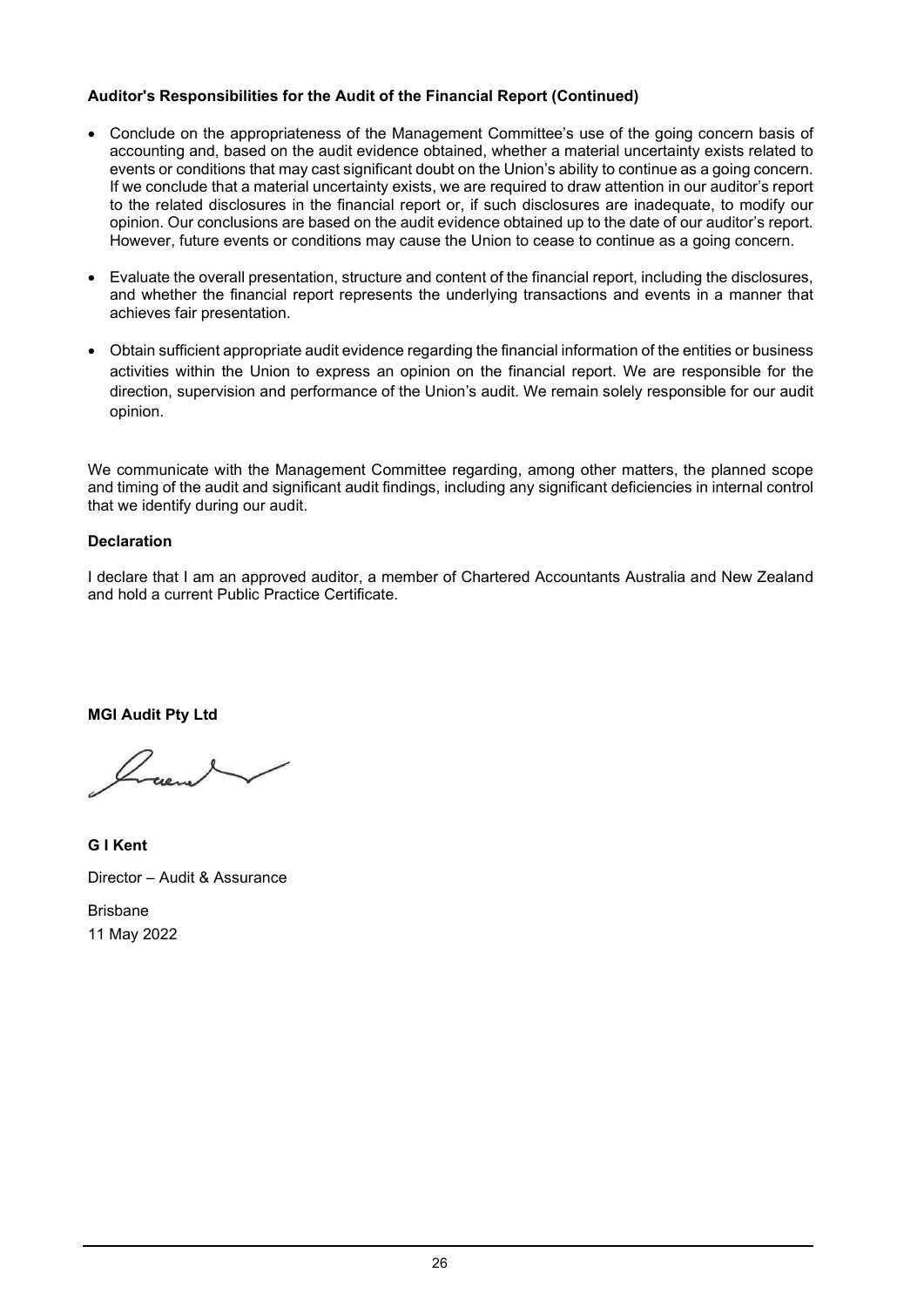**Auditor's Responsibilities for the Audit of the Financial Report (Continued)**

- Conclude on the appropriateness of the Management Committee's use of the going concern basis of accounting and, based on the audit evidence obtained, whether a material uncertainty exists related to events or conditions that may cast significant doubt on the Union's ability to continue as a going concern. If we conclude that a material uncertainty exists, we are required to draw attention in our auditor's report to the related disclosures in the financial report or, if such disclosures are inadequate, to modify our opinion. Our conclusions are based on the audit evidence obtained up to the date of our auditor's report. However, future events or conditions may cause the Union to cease to continue as a going concern.
- Evaluate the overall presentation, structure and content of the financial report, including the disclosures, and whether the financial report represents the underlying transactions and events in a manner that achieves fair presentation.
- Obtain sufficient appropriate audit evidence regarding the financial information of the entities or business activities within the Union to express an opinion on the financial report. We are responsible for the direction, supervision and performance of the Union's audit. We remain solely responsible for our audit opinion.

We communicate with the Management Committee regarding, among other matters, the planned scope and timing of the audit and significant audit findings, including any significant deficiencies in internal control that we identify during our audit.

**Declaration**

I declare that I am an approved auditor, a member of Chartered Accountants Australia and New Zealand and hold a current Public Practice Certificate.

**MGI Audit Pty Ltd**

**G I Kent**

Director – Audit & Assurance

Brisbane

11 May 2022